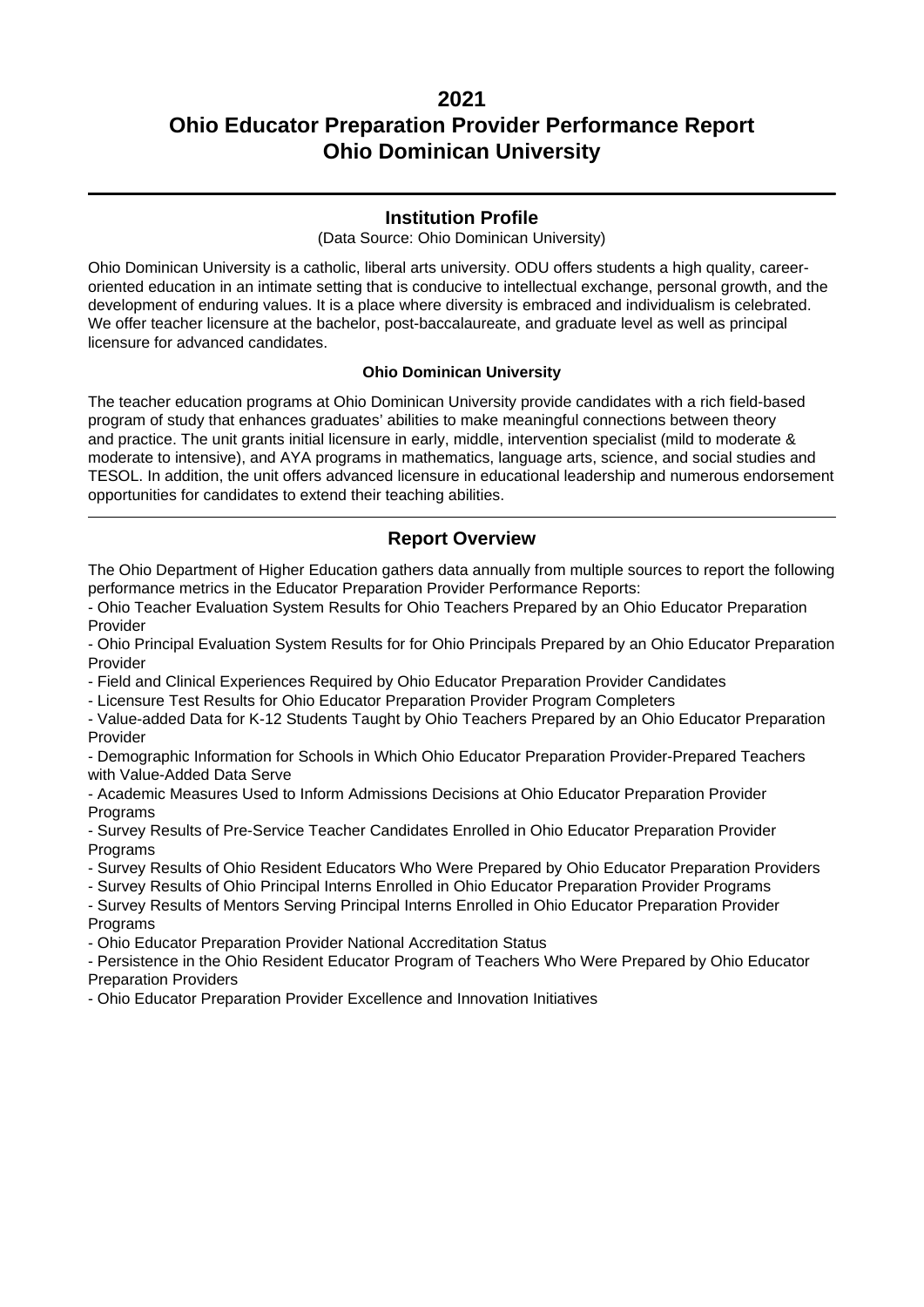# 2021
# Ohio Educator Preparation Provider Performance Report
# Ohio Dominican University

## Institution Profile

(Data Source: Ohio Dominican University)

Ohio Dominican University is a catholic, liberal arts university. ODU offers students a high quality, career-oriented education in an intimate setting that is conducive to intellectual exchange, personal growth, and the development of enduring values. It is a place where diversity is embraced and individualism is celebrated. We offer teacher licensure at the bachelor, post-baccalaureate, and graduate level as well as principal licensure for advanced candidates.

### Ohio Dominican University

The teacher education programs at Ohio Dominican University provide candidates with a rich field-based program of study that enhances graduates' abilities to make meaningful connections between theory and practice. The unit grants initial licensure in early, middle, intervention specialist (mild to moderate & moderate to intensive), and AYA programs in mathematics, language arts, science, and social studies and TESOL. In addition, the unit offers advanced licensure in educational leadership and numerous endorsement opportunities for candidates to extend their teaching abilities.

## Report Overview

The Ohio Department of Higher Education gathers data annually from multiple sources to report the following performance metrics in the Educator Preparation Provider Performance Reports:

- Ohio Teacher Evaluation System Results for Ohio Teachers Prepared by an Ohio Educator Preparation Provider
- Ohio Principal Evaluation System Results for for Ohio Principals Prepared by an Ohio Educator Preparation Provider
- Field and Clinical Experiences Required by Ohio Educator Preparation Provider Candidates
- Licensure Test Results for Ohio Educator Preparation Provider Program Completers
- Value-added Data for K-12 Students Taught by Ohio Teachers Prepared by an Ohio Educator Preparation Provider
- Demographic Information for Schools in Which Ohio Educator Preparation Provider-Prepared Teachers with Value-Added Data Serve
- Academic Measures Used to Inform Admissions Decisions at Ohio Educator Preparation Provider Programs
- Survey Results of Pre-Service Teacher Candidates Enrolled in Ohio Educator Preparation Provider Programs
- Survey Results of Ohio Resident Educators Who Were Prepared by Ohio Educator Preparation Providers
- Survey Results of Ohio Principal Interns Enrolled in Ohio Educator Preparation Provider Programs
- Survey Results of Mentors Serving Principal Interns Enrolled in Ohio Educator Preparation Provider Programs
- Ohio Educator Preparation Provider National Accreditation Status
- Persistence in the Ohio Resident Educator Program of Teachers Who Were Prepared by Ohio Educator Preparation Providers
- Ohio Educator Preparation Provider Excellence and Innovation Initiatives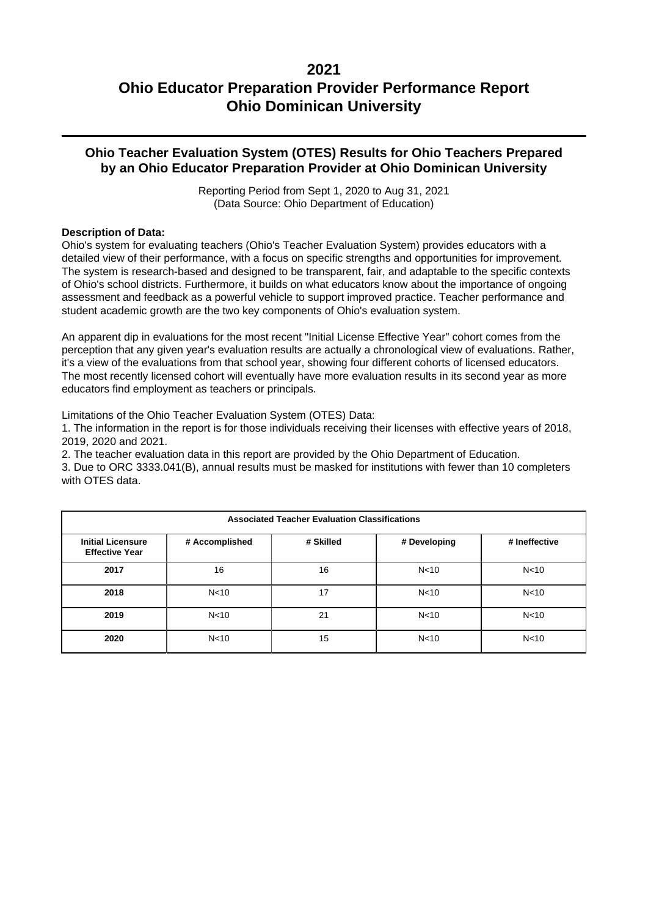# 2021
# Ohio Educator Preparation Provider Performance Report
# Ohio Dominican University

## Ohio Teacher Evaluation System (OTES) Results for Ohio Teachers Prepared by an Ohio Educator Preparation Provider at Ohio Dominican University

Reporting Period from Sept 1, 2020 to Aug 31, 2021
(Data Source: Ohio Department of Education)

**Description of Data:**
Ohio's system for evaluating teachers (Ohio's Teacher Evaluation System) provides educators with a detailed view of their performance, with a focus on specific strengths and opportunities for improvement. The system is research-based and designed to be transparent, fair, and adaptable to the specific contexts of Ohio's school districts. Furthermore, it builds on what educators know about the importance of ongoing assessment and feedback as a powerful vehicle to support improved practice. Teacher performance and student academic growth are the two key components of Ohio's evaluation system.

An apparent dip in evaluations for the most recent "Initial License Effective Year" cohort comes from the perception that any given year's evaluation results are actually a chronological view of evaluations. Rather, it's a view of the evaluations from that school year, showing four different cohorts of licensed educators. The most recently licensed cohort will eventually have more evaluation results in its second year as more educators find employment as teachers or principals.

Limitations of the Ohio Teacher Evaluation System (OTES) Data:

1. The information in the report is for those individuals receiving their licenses with effective years of 2018, 2019, 2020 and 2021.
2. The teacher evaluation data in this report are provided by the Ohio Department of Education.
3. Due to ORC 3333.041(B), annual results must be masked for institutions with fewer than 10 completers with OTES data.

| Associated Teacher Evaluation Classifications | | | | |
|---|---|---|---|---|
| **Initial Licensure Effective Year** | **# Accomplished** | **# Skilled** | **# Developing** | **# Ineffective** |
| **2017** | 16 | 16 | N<10 | N<10 |
| **2018** | N<10 | 17 | N<10 | N<10 |
| **2019** | N<10 | 21 | N<10 | N<10 |
| **2020** | N<10 | 15 | N<10 | N<10 |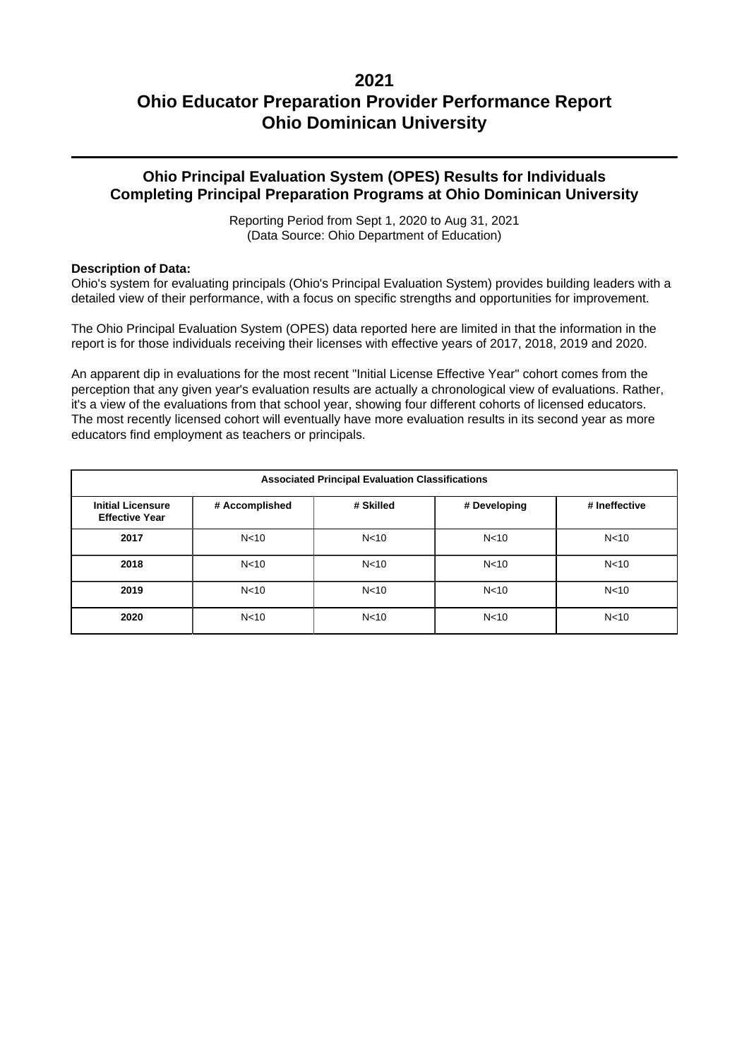# 2021
# Ohio Educator Preparation Provider Performance Report
# Ohio Dominican University

## Ohio Principal Evaluation System (OPES) Results for Individuals Completing Principal Preparation Programs at Ohio Dominican University

Reporting Period from Sept 1, 2020 to Aug 31, 2021
(Data Source: Ohio Department of Education)

**Description of Data:**
Ohio's system for evaluating principals (Ohio's Principal Evaluation System) provides building leaders with a detailed view of their performance, with a focus on specific strengths and opportunities for improvement.

The Ohio Principal Evaluation System (OPES) data reported here are limited in that the information in the report is for those individuals receiving their licenses with effective years of 2017, 2018, 2019 and 2020.

An apparent dip in evaluations for the most recent "Initial License Effective Year" cohort comes from the perception that any given year's evaluation results are actually a chronological view of evaluations. Rather, it's a view of the evaluations from that school year, showing four different cohorts of licensed educators. The most recently licensed cohort will eventually have more evaluation results in its second year as more educators find employment as teachers or principals.

| Associated Principal Evaluation Classifications | | | | |
|---|---|---|---|---|
| **Initial Licensure Effective Year** | **# Accomplished** | **# Skilled** | **# Developing** | **# Ineffective** |
| **2017** | N<10 | N<10 | N<10 | N<10 |
| **2018** | N<10 | N<10 | N<10 | N<10 |
| **2019** | N<10 | N<10 | N<10 | N<10 |
| **2020** | N<10 | N<10 | N<10 | N<10 |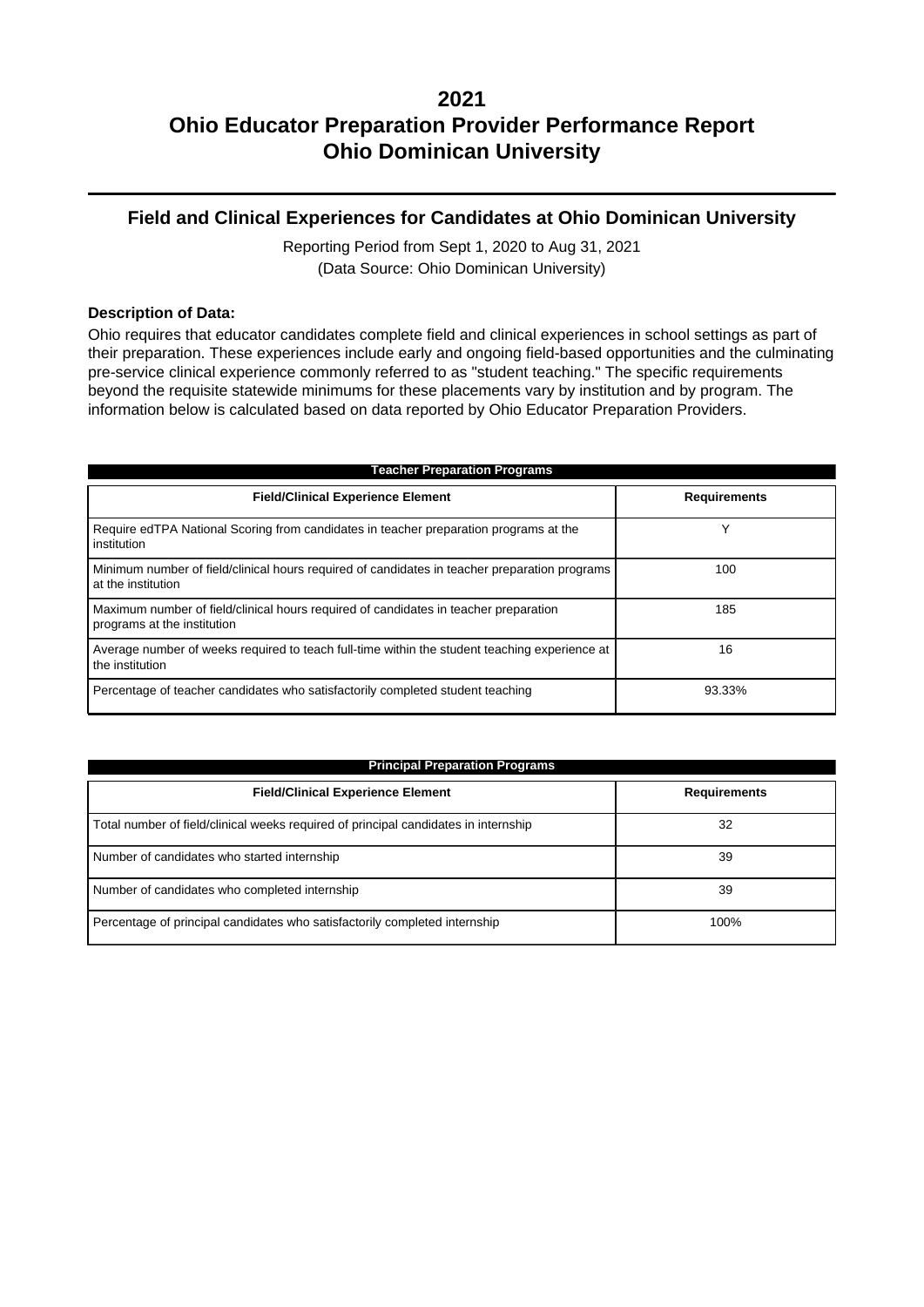# 2021
# Ohio Educator Preparation Provider Performance Report
# Ohio Dominican University

## Field and Clinical Experiences for Candidates at Ohio Dominican University

Reporting Period from Sept 1, 2020 to Aug 31, 2021
(Data Source: Ohio Dominican University)

**Description of Data:**

Ohio requires that educator candidates complete field and clinical experiences in school settings as part of their preparation. These experiences include early and ongoing field-based opportunities and the culminating pre-service clinical experience commonly referred to as "student teaching." The specific requirements beyond the requisite statewide minimums for these placements vary by institution and by program. The information below is calculated based on data reported by Ohio Educator Preparation Providers.

**Teacher Preparation Programs**

| Field/Clinical Experience Element | Requirements |
|---|---|
| Require edTPA National Scoring from candidates in teacher preparation programs at the institution | Y |
| Minimum number of field/clinical hours required of candidates in teacher preparation programs at the institution | 100 |
| Maximum number of field/clinical hours required of candidates in teacher preparation programs at the institution | 185 |
| Average number of weeks required to teach full-time within the student teaching experience at the institution | 16 |
| Percentage of teacher candidates who satisfactorily completed student teaching | 93.33% |

**Principal Preparation Programs**

| Field/Clinical Experience Element | Requirements |
|---|---|
| Total number of field/clinical weeks required of principal candidates in internship | 32 |
| Number of candidates who started internship | 39 |
| Number of candidates who completed internship | 39 |
| Percentage of principal candidates who satisfactorily completed internship | 100% |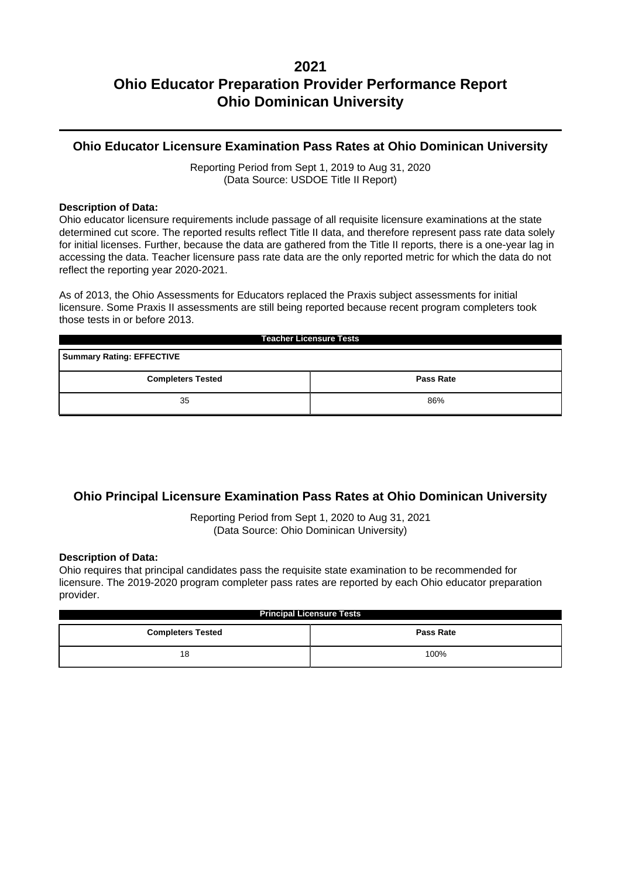# 2021
# Ohio Educator Preparation Provider Performance Report
# Ohio Dominican University

---

## Ohio Educator Licensure Examination Pass Rates at Ohio Dominican University

Reporting Period from Sept 1, 2019 to Aug 31, 2020
(Data Source: USDOE Title II Report)

**Description of Data:**
Ohio educator licensure requirements include passage of all requisite licensure examinations at the state determined cut score. The reported results reflect Title II data, and therefore represent pass rate data solely for initial licenses. Further, because the data are gathered from the Title II reports, there is a one-year lag in accessing the data. Teacher licensure pass rate data are the only reported metric for which the data do not reflect the reporting year 2020-2021.

As of 2013, the Ohio Assessments for Educators replaced the Praxis subject assessments for initial licensure. Some Praxis II assessments are still being reported because recent program completers took those tests in or before 2013.

**Teacher Licensure Tests**

**Summary Rating: EFFECTIVE**

| Completers Tested | Pass Rate |
|---|---|
| 35 | 86% |

## Ohio Principal Licensure Examination Pass Rates at Ohio Dominican University

Reporting Period from Sept 1, 2020 to Aug 31, 2021
(Data Source: Ohio Dominican University)

**Description of Data:**
Ohio requires that principal candidates pass the requisite state examination to be recommended for licensure. The 2019-2020 program completer pass rates are reported by each Ohio educator preparation provider.

**Principal Licensure Tests**

| Completers Tested | Pass Rate |
|---|---|
| 18 | 100% |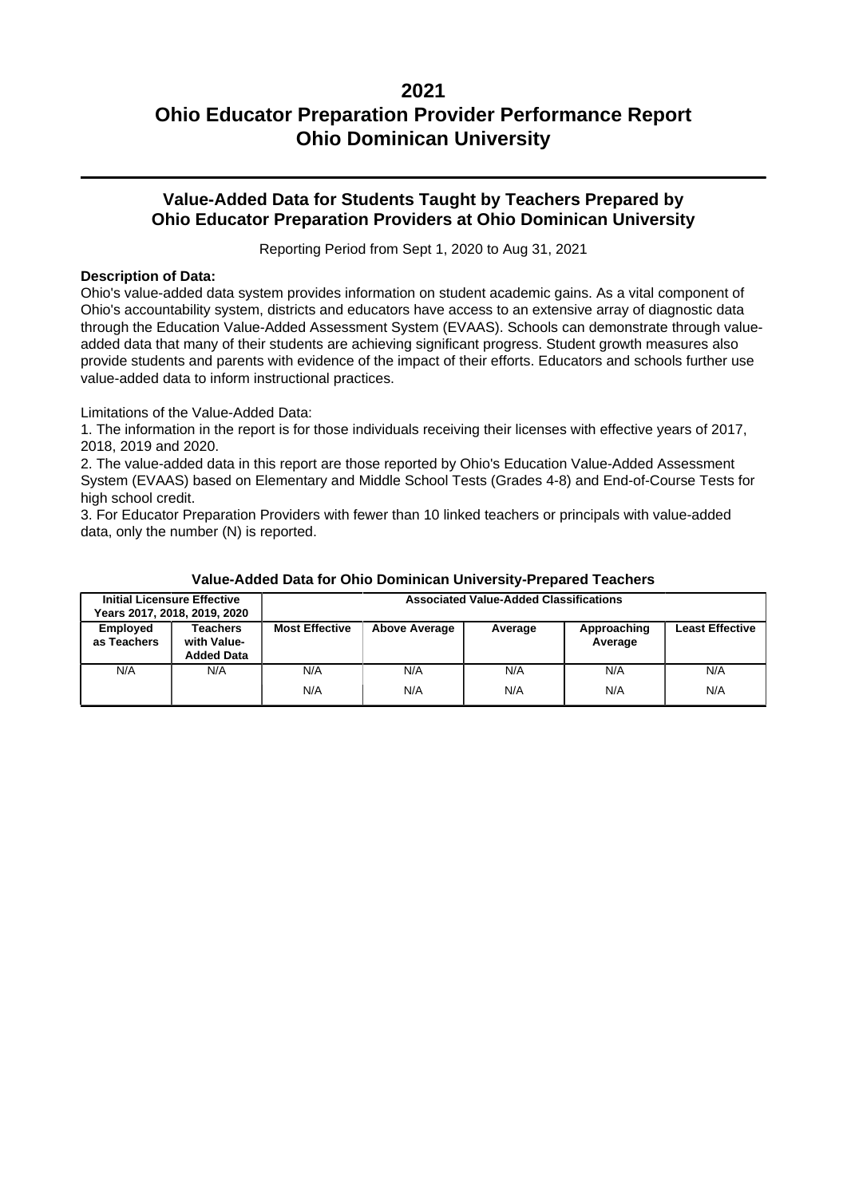# 2021

# Ohio Educator Preparation Provider Performance Report

# Ohio Dominican University

## Value-Added Data for Students Taught by Teachers Prepared by Ohio Educator Preparation Providers at Ohio Dominican University

Reporting Period from Sept 1, 2020 to Aug 31, 2021

**Description of Data:**

Ohio's value-added data system provides information on student academic gains. As a vital component of Ohio's accountability system, districts and educators have access to an extensive array of diagnostic data through the Education Value-Added Assessment System (EVAAS). Schools can demonstrate through value-added data that many of their students are achieving significant progress. Student growth measures also provide students and parents with evidence of the impact of their efforts. Educators and schools further use value-added data to inform instructional practices.

Limitations of the Value-Added Data:

1. The information in the report is for those individuals receiving their licenses with effective years of 2017, 2018, 2019 and 2020.
2. The value-added data in this report are those reported by Ohio's Education Value-Added Assessment System (EVAAS) based on Elementary and Middle School Tests (Grades 4-8) and End-of-Course Tests for high school credit.
3. For Educator Preparation Providers with fewer than 10 linked teachers or principals with value-added data, only the number (N) is reported.

**Value-Added Data for Ohio Dominican University-Prepared Teachers**

| Initial Licensure Effective Years 2017, 2018, 2019, 2020 | | Associated Value-Added Classifications | | | | |
|---|---|---|---|---|---|---|
| Employed as Teachers | Teachers with Value-Added Data | Most Effective | Above Average | Average | Approaching Average | Least Effective |
| N/A | N/A | N/A | N/A | N/A | N/A | N/A |
| | | N/A | N/A | N/A | N/A | N/A |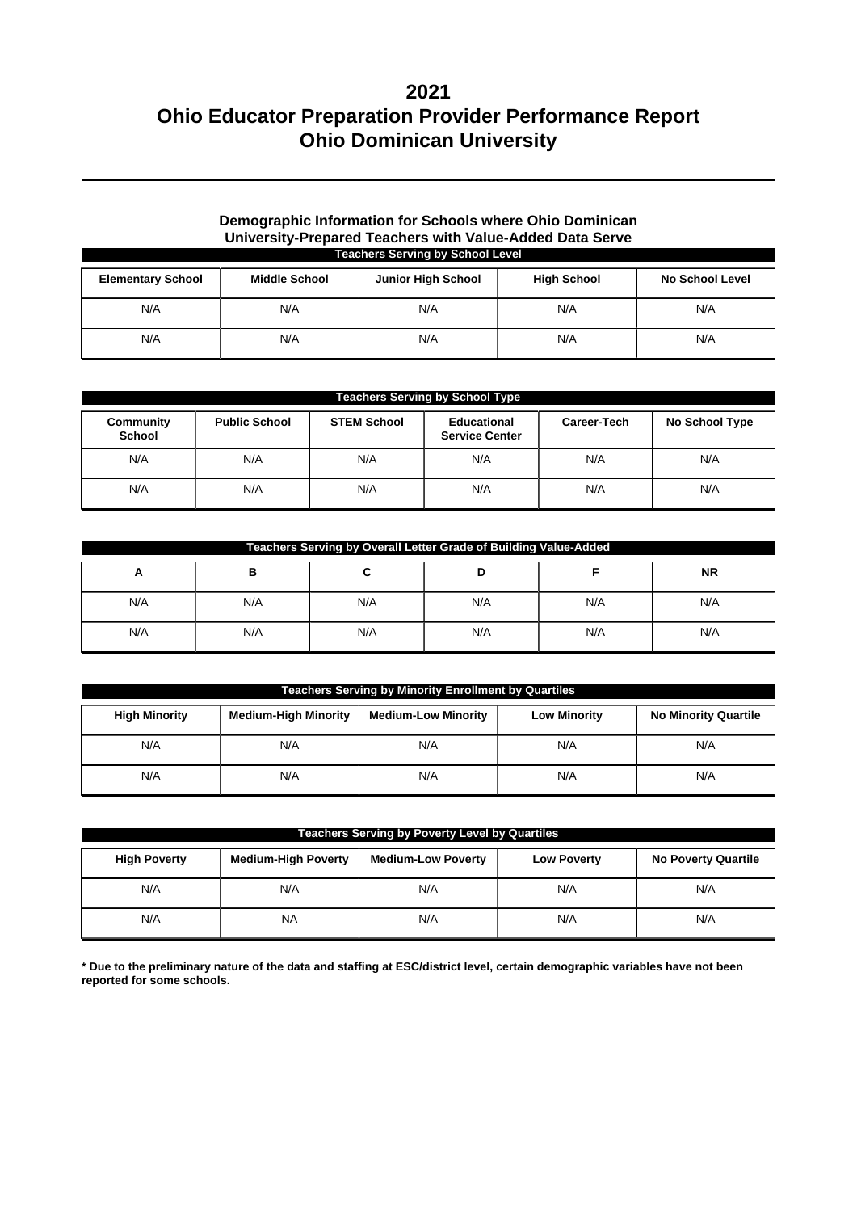# 2021
# Ohio Educator Preparation Provider Performance Report
# Ohio Dominican University

### Demographic Information for Schools where Ohio Dominican University-Prepared Teachers with Value-Added Data Serve

**Teachers Serving by School Level**

| Elementary School | Middle School | Junior High School | High School | No School Level |
|---|---|---|---|---|
| N/A | N/A | N/A | N/A | N/A |
| N/A | N/A | N/A | N/A | N/A |

**Teachers Serving by School Type**

| Community School | Public School | STEM School | Educational Service Center | Career-Tech | No School Type |
|---|---|---|---|---|---|
| N/A | N/A | N/A | N/A | N/A | N/A |
| N/A | N/A | N/A | N/A | N/A | N/A |

**Teachers Serving by Overall Letter Grade of Building Value-Added**

| A | B | C | D | F | NR |
|---|---|---|---|---|---|
| N/A | N/A | N/A | N/A | N/A | N/A |
| N/A | N/A | N/A | N/A | N/A | N/A |

**Teachers Serving by Minority Enrollment by Quartiles**

| High Minority | Medium-High Minority | Medium-Low Minority | Low Minority | No Minority Quartile |
|---|---|---|---|---|
| N/A | N/A | N/A | N/A | N/A |
| N/A | N/A | N/A | N/A | N/A |

**Teachers Serving by Poverty Level by Quartiles**

| High Poverty | Medium-High Poverty | Medium-Low Poverty | Low Poverty | No Poverty Quartile |
|---|---|---|---|---|
| N/A | N/A | N/A | N/A | N/A |
| N/A | NA | N/A | N/A | N/A |

**\* Due to the preliminary nature of the data and staffing at ESC/district level, certain demographic variables have not been reported for some schools.**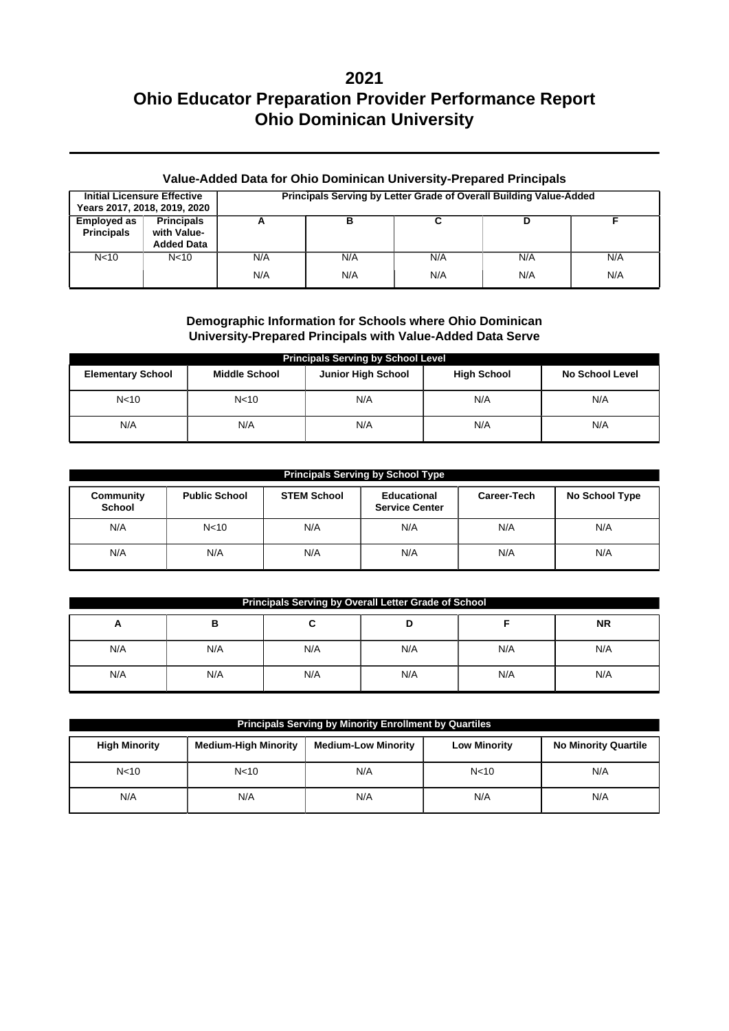# 2021
# Ohio Educator Preparation Provider Performance Report
# Ohio Dominican University

### Value-Added Data for Ohio Dominican University-Prepared Principals

| Initial Licensure Effective Years 2017, 2018, 2019, 2020 | | Principals Serving by Letter Grade of Overall Building Value-Added | | | | |
|---|---|---|---|---|---|---|
| **Employed as Principals** | **Principals with Value-Added Data** | **A** | **B** | **C** | **D** | **F** |
| N<10 | N<10 | N/A | N/A | N/A | N/A | N/A |
| | | N/A | N/A | N/A | N/A | N/A |

### Demographic Information for Schools where Ohio Dominican University-Prepared Principals with Value-Added Data Serve

| Principals Serving by School Level | | | | |
|---|---|---|---|---|
| **Elementary School** | **Middle School** | **Junior High School** | **High School** | **No School Level** |
| N<10 | N<10 | N/A | N/A | N/A |
| N/A | N/A | N/A | N/A | N/A |

| Principals Serving by School Type | | | | | |
|---|---|---|---|---|---|
| **Community School** | **Public School** | **STEM School** | **Educational Service Center** | **Career-Tech** | **No School Type** |
| N/A | N<10 | N/A | N/A | N/A | N/A |
| N/A | N/A | N/A | N/A | N/A | N/A |

| Principals Serving by Overall Letter Grade of School | | | | | |
|---|---|---|---|---|---|
| **A** | **B** | **C** | **D** | **F** | **NR** |
| N/A | N/A | N/A | N/A | N/A | N/A |
| N/A | N/A | N/A | N/A | N/A | N/A |

| Principals Serving by Minority Enrollment by Quartiles | | | | |
|---|---|---|---|---|
| **High Minority** | **Medium-High Minority** | **Medium-Low Minority** | **Low Minority** | **No Minority Quartile** |
| N<10 | N<10 | N/A | N<10 | N/A |
| N/A | N/A | N/A | N/A | N/A |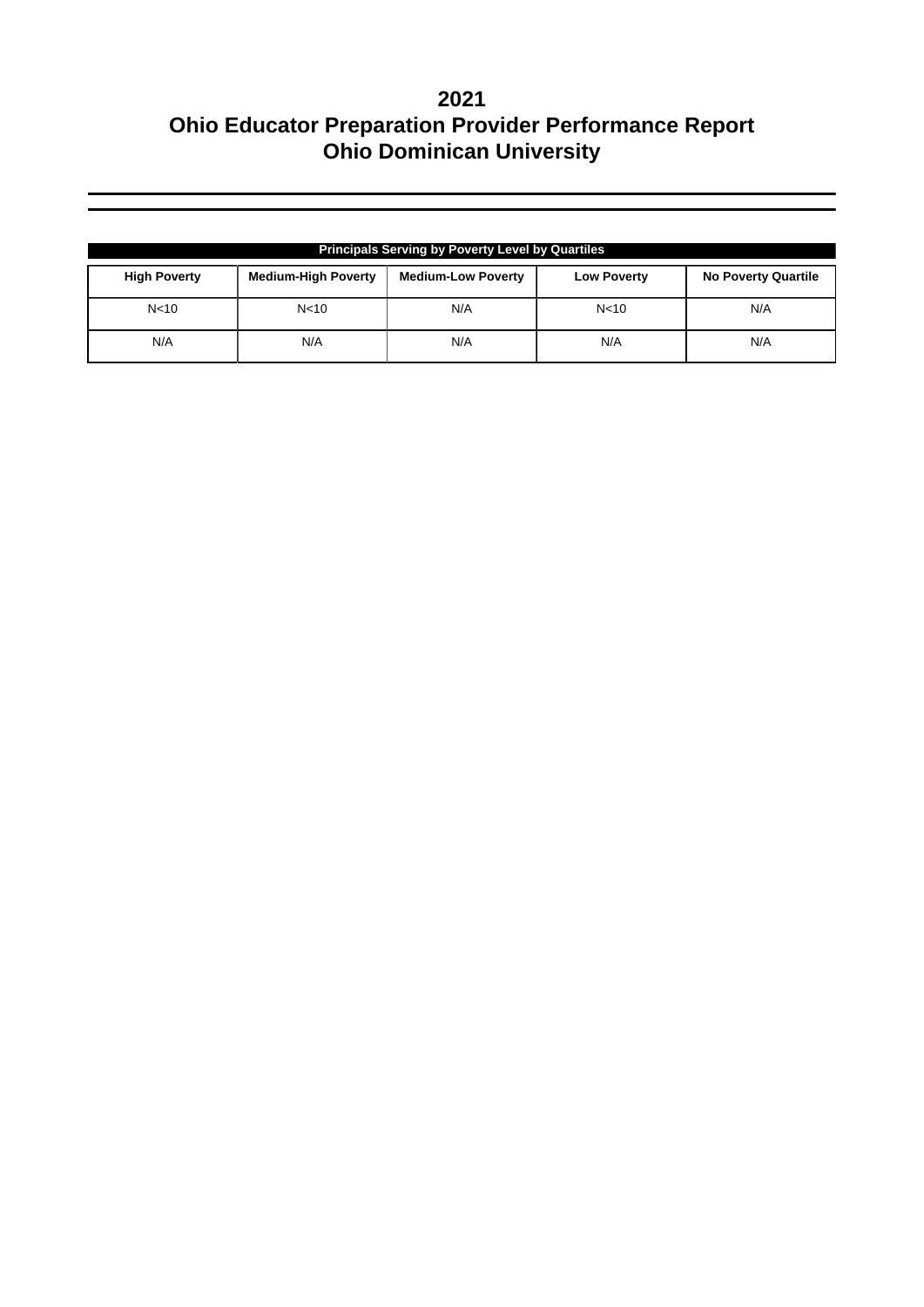# 2021
# Ohio Educator Preparation Provider Performance Report
# Ohio Dominican University

| Principals Serving by Poverty Level by Quartiles | | | | |
|---|---|---|---|---|
| **High Poverty** | **Medium-High Poverty** | **Medium-Low Poverty** | **Low Poverty** | **No Poverty Quartile** |
| N<10 | N<10 | N/A | N<10 | N/A |
| N/A | N/A | N/A | N/A | N/A |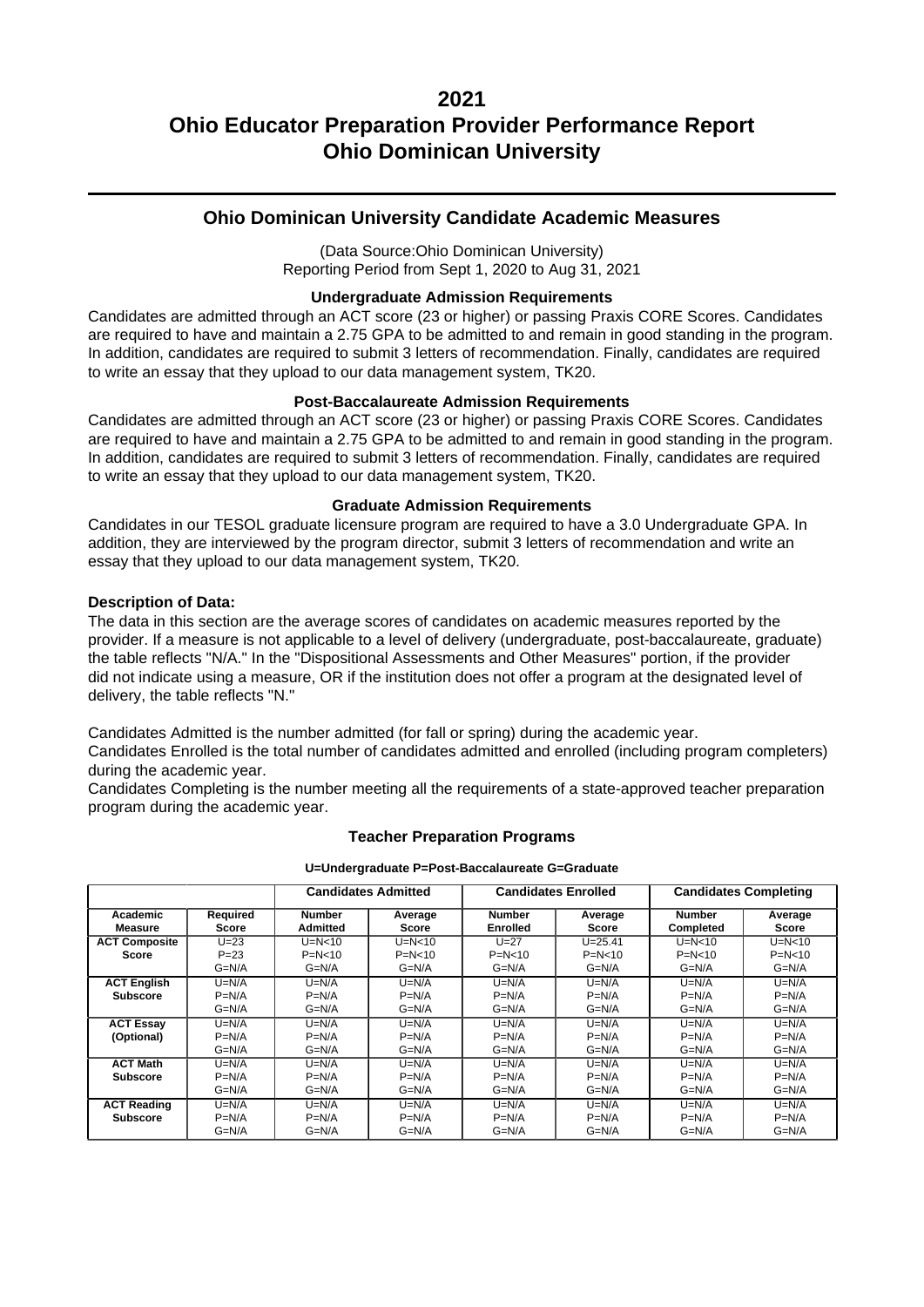# 2021
# Ohio Educator Preparation Provider Performance Report
# Ohio Dominican University

## Ohio Dominican University Candidate Academic Measures

(Data Source:Ohio Dominican University)
Reporting Period from Sept 1, 2020 to Aug 31, 2021

### Undergraduate Admission Requirements

Candidates are admitted through an ACT score (23 or higher) or passing Praxis CORE Scores. Candidates are required to have and maintain a 2.75 GPA to be admitted to and remain in good standing in the program. In addition, candidates are required to submit 3 letters of recommendation. Finally, candidates are required to write an essay that they upload to our data management system, TK20.

### Post-Baccalaureate Admission Requirements

Candidates are admitted through an ACT score (23 or higher) or passing Praxis CORE Scores. Candidates are required to have and maintain a 2.75 GPA to be admitted to and remain in good standing in the program. In addition, candidates are required to submit 3 letters of recommendation. Finally, candidates are required to write an essay that they upload to our data management system, TK20.

### Graduate Admission Requirements

Candidates in our TESOL graduate licensure program are required to have a 3.0 Undergraduate GPA. In addition, they are interviewed by the program director, submit 3 letters of recommendation and write an essay that they upload to our data management system, TK20.

**Description of Data:**

The data in this section are the average scores of candidates on academic measures reported by the provider. If a measure is not applicable to a level of delivery (undergraduate, post-baccalaureate, graduate) the table reflects "N/A." In the "Dispositional Assessments and Other Measures" portion, if the provider did not indicate using a measure, OR if the institution does not offer a program at the designated level of delivery, the table reflects "N."

Candidates Admitted is the number admitted (for fall or spring) during the academic year.
Candidates Enrolled is the total number of candidates admitted and enrolled (including program completers) during the academic year.
Candidates Completing is the number meeting all the requirements of a state-approved teacher preparation program during the academic year.

### Teacher Preparation Programs

**U=Undergraduate P=Post-Baccalaureate G=Graduate**

| | | Candidates Admitted | | Candidates Enrolled | | Candidates Completing | |
|---|---|---|---|---|---|---|---|
| **Academic Measure** | **Required Score** | **Number Admitted** | **Average Score** | **Number Enrolled** | **Average Score** | **Number Completed** | **Average Score** |
| **ACT Composite Score** | U=23 P=23 G=N/A | U=N<10 P=N<10 G=N/A | U=N<10 P=N<10 G=N/A | U=27 P=N<10 G=N/A | U=25.41 P=N<10 G=N/A | U=N<10 P=N<10 G=N/A | U=N<10 P=N<10 G=N/A |
| **ACT English Subscore** | U=N/A P=N/A G=N/A | U=N/A P=N/A G=N/A | U=N/A P=N/A G=N/A | U=N/A P=N/A G=N/A | U=N/A P=N/A G=N/A | U=N/A P=N/A G=N/A | U=N/A P=N/A G=N/A |
| **ACT Essay (Optional)** | U=N/A P=N/A G=N/A | U=N/A P=N/A G=N/A | U=N/A P=N/A G=N/A | U=N/A P=N/A G=N/A | U=N/A P=N/A G=N/A | U=N/A P=N/A G=N/A | U=N/A P=N/A G=N/A |
| **ACT Math Subscore** | U=N/A P=N/A G=N/A | U=N/A P=N/A G=N/A | U=N/A P=N/A G=N/A | U=N/A P=N/A G=N/A | U=N/A P=N/A G=N/A | U=N/A P=N/A G=N/A | U=N/A P=N/A G=N/A |
| **ACT Reading Subscore** | U=N/A P=N/A G=N/A | U=N/A P=N/A G=N/A | U=N/A P=N/A G=N/A | U=N/A P=N/A G=N/A | U=N/A P=N/A G=N/A | U=N/A P=N/A G=N/A | U=N/A P=N/A G=N/A |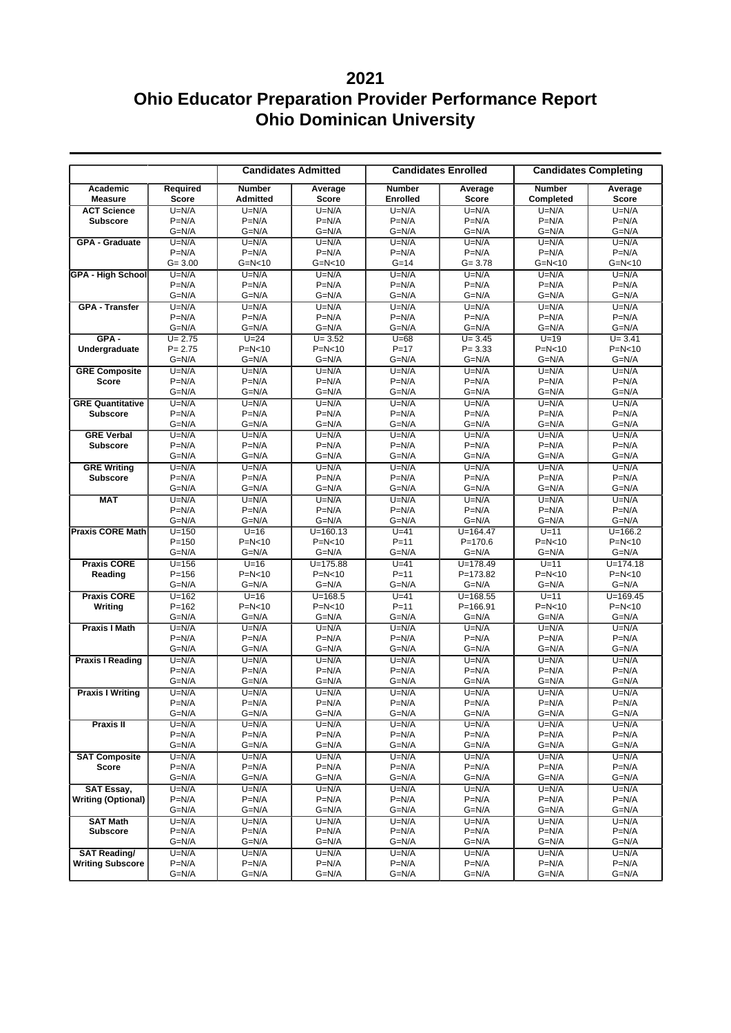# 2021
# Ohio Educator Preparation Provider Performance Report
# Ohio Dominican University

| | | Candidates Admitted | | Candidates Enrolled | | Candidates Completing | |
|---|---|---|---|---|---|---|---|
| **Academic Measure** | **Required Score** | **Number Admitted** | **Average Score** | **Number Enrolled** | **Average Score** | **Number Completed** | **Average Score** |
| **ACT Science Subscore** | U=N/A<br>P=N/A<br>G=N/A | U=N/A<br>P=N/A<br>G=N/A | U=N/A<br>P=N/A<br>G=N/A | U=N/A<br>P=N/A<br>G=N/A | U=N/A<br>P=N/A<br>G=N/A | U=N/A<br>P=N/A<br>G=N/A | U=N/A<br>P=N/A<br>G=N/A |
| **GPA - Graduate** | U=N/A<br>P=N/A<br>G= 3.00 | U=N/A<br>P=N/A<br>G=N<10 | U=N/A<br>P=N/A<br>G=N<10 | U=N/A<br>P=N/A<br>G=14 | U=N/A<br>P=N/A<br>G= 3.78 | U=N/A<br>P=N/A<br>G=N<10 | U=N/A<br>P=N/A<br>G=N<10 |
| **GPA - High School** | U=N/A<br>P=N/A<br>G=N/A | U=N/A<br>P=N/A<br>G=N/A | U=N/A<br>P=N/A<br>G=N/A | U=N/A<br>P=N/A<br>G=N/A | U=N/A<br>P=N/A<br>G=N/A | U=N/A<br>P=N/A<br>G=N/A | U=N/A<br>P=N/A<br>G=N/A |
| **GPA - Transfer** | U=N/A<br>P=N/A<br>G=N/A | U=N/A<br>P=N/A<br>G=N/A | U=N/A<br>P=N/A<br>G=N/A | U=N/A<br>P=N/A<br>G=N/A | U=N/A<br>P=N/A<br>G=N/A | U=N/A<br>P=N/A<br>G=N/A | U=N/A<br>P=N/A<br>G=N/A |
| **GPA - Undergraduate** | U= 2.75<br>P= 2.75<br>G=N/A | U=24<br>P=N<10<br>G=N/A | U= 3.52<br>P=N<10<br>G=N/A | U=68<br>P=17<br>G=N/A | U= 3.45<br>P= 3.33<br>G=N/A | U=19<br>P=N<10<br>G=N/A | U= 3.41<br>P=N<10<br>G=N/A |
| **GRE Composite Score** | U=N/A<br>P=N/A<br>G=N/A | U=N/A<br>P=N/A<br>G=N/A | U=N/A<br>P=N/A<br>G=N/A | U=N/A<br>P=N/A<br>G=N/A | U=N/A<br>P=N/A<br>G=N/A | U=N/A<br>P=N/A<br>G=N/A | U=N/A<br>P=N/A<br>G=N/A |
| **GRE Quantitative Subscore** | U=N/A<br>P=N/A<br>G=N/A | U=N/A<br>P=N/A<br>G=N/A | U=N/A<br>P=N/A<br>G=N/A | U=N/A<br>P=N/A<br>G=N/A | U=N/A<br>P=N/A<br>G=N/A | U=N/A<br>P=N/A<br>G=N/A | U=N/A<br>P=N/A<br>G=N/A |
| **GRE Verbal Subscore** | U=N/A<br>P=N/A<br>G=N/A | U=N/A<br>P=N/A<br>G=N/A | U=N/A<br>P=N/A<br>G=N/A | U=N/A<br>P=N/A<br>G=N/A | U=N/A<br>P=N/A<br>G=N/A | U=N/A<br>P=N/A<br>G=N/A | U=N/A<br>P=N/A<br>G=N/A |
| **GRE Writing Subscore** | U=N/A<br>P=N/A<br>G=N/A | U=N/A<br>P=N/A<br>G=N/A | U=N/A<br>P=N/A<br>G=N/A | U=N/A<br>P=N/A<br>G=N/A | U=N/A<br>P=N/A<br>G=N/A | U=N/A<br>P=N/A<br>G=N/A | U=N/A<br>P=N/A<br>G=N/A |
| **MAT** | U=N/A<br>P=N/A<br>G=N/A | U=N/A<br>P=N/A<br>G=N/A | U=N/A<br>P=N/A<br>G=N/A | U=N/A<br>P=N/A<br>G=N/A | U=N/A<br>P=N/A<br>G=N/A | U=N/A<br>P=N/A<br>G=N/A | U=N/A<br>P=N/A<br>G=N/A |
| **Praxis CORE Math** | U=150<br>P=150<br>G=N/A | U=16<br>P=N<10<br>G=N/A | U=160.13<br>P=N<10<br>G=N/A | U=41<br>P=11<br>G=N/A | U=164.47<br>P=170.6<br>G=N/A | U=11<br>P=N<10<br>G=N/A | U=166.2<br>P=N<10<br>G=N/A |
| **Praxis CORE Reading** | U=156<br>P=156<br>G=N/A | U=16<br>P=N<10<br>G=N/A | U=175.88<br>P=N<10<br>G=N/A | U=41<br>P=11<br>G=N/A | U=178.49<br>P=173.82<br>G=N/A | U=11<br>P=N<10<br>G=N/A | U=174.18<br>P=N<10<br>G=N/A |
| **Praxis CORE Writing** | U=162<br>P=162<br>G=N/A | U=16<br>P=N<10<br>G=N/A | U=168.5<br>P=N<10<br>G=N/A | U=41<br>P=11<br>G=N/A | U=168.55<br>P=166.91<br>G=N/A | U=11<br>P=N<10<br>G=N/A | U=169.45<br>P=N<10<br>G=N/A |
| **Praxis I Math** | U=N/A<br>P=N/A<br>G=N/A | U=N/A<br>P=N/A<br>G=N/A | U=N/A<br>P=N/A<br>G=N/A | U=N/A<br>P=N/A<br>G=N/A | U=N/A<br>P=N/A<br>G=N/A | U=N/A<br>P=N/A<br>G=N/A | U=N/A<br>P=N/A<br>G=N/A |
| **Praxis I Reading** | U=N/A<br>P=N/A<br>G=N/A | U=N/A<br>P=N/A<br>G=N/A | U=N/A<br>P=N/A<br>G=N/A | U=N/A<br>P=N/A<br>G=N/A | U=N/A<br>P=N/A<br>G=N/A | U=N/A<br>P=N/A<br>G=N/A | U=N/A<br>P=N/A<br>G=N/A |
| **Praxis I Writing** | U=N/A<br>P=N/A<br>G=N/A | U=N/A<br>P=N/A<br>G=N/A | U=N/A<br>P=N/A<br>G=N/A | U=N/A<br>P=N/A<br>G=N/A | U=N/A<br>P=N/A<br>G=N/A | U=N/A<br>P=N/A<br>G=N/A | U=N/A<br>P=N/A<br>G=N/A |
| **Praxis II** | U=N/A<br>P=N/A<br>G=N/A | U=N/A<br>P=N/A<br>G=N/A | U=N/A<br>P=N/A<br>G=N/A | U=N/A<br>P=N/A<br>G=N/A | U=N/A<br>P=N/A<br>G=N/A | U=N/A<br>P=N/A<br>G=N/A | U=N/A<br>P=N/A<br>G=N/A |
| **SAT Composite Score** | U=N/A<br>P=N/A<br>G=N/A | U=N/A<br>P=N/A<br>G=N/A | U=N/A<br>P=N/A<br>G=N/A | U=N/A<br>P=N/A<br>G=N/A | U=N/A<br>P=N/A<br>G=N/A | U=N/A<br>P=N/A<br>G=N/A | U=N/A<br>P=N/A<br>G=N/A |
| **SAT Essay, Writing (Optional)** | U=N/A<br>P=N/A<br>G=N/A | U=N/A<br>P=N/A<br>G=N/A | U=N/A<br>P=N/A<br>G=N/A | U=N/A<br>P=N/A<br>G=N/A | U=N/A<br>P=N/A<br>G=N/A | U=N/A<br>P=N/A<br>G=N/A | U=N/A<br>P=N/A<br>G=N/A |
| **SAT Math Subscore** | U=N/A<br>P=N/A<br>G=N/A | U=N/A<br>P=N/A<br>G=N/A | U=N/A<br>P=N/A<br>G=N/A | U=N/A<br>P=N/A<br>G=N/A | U=N/A<br>P=N/A<br>G=N/A | U=N/A<br>P=N/A<br>G=N/A | U=N/A<br>P=N/A<br>G=N/A |
| **SAT Reading/ Writing Subscore** | U=N/A<br>P=N/A<br>G=N/A | U=N/A<br>P=N/A<br>G=N/A | U=N/A<br>P=N/A<br>G=N/A | U=N/A<br>P=N/A<br>G=N/A | U=N/A<br>P=N/A<br>G=N/A | U=N/A<br>P=N/A<br>G=N/A | U=N/A<br>P=N/A<br>G=N/A |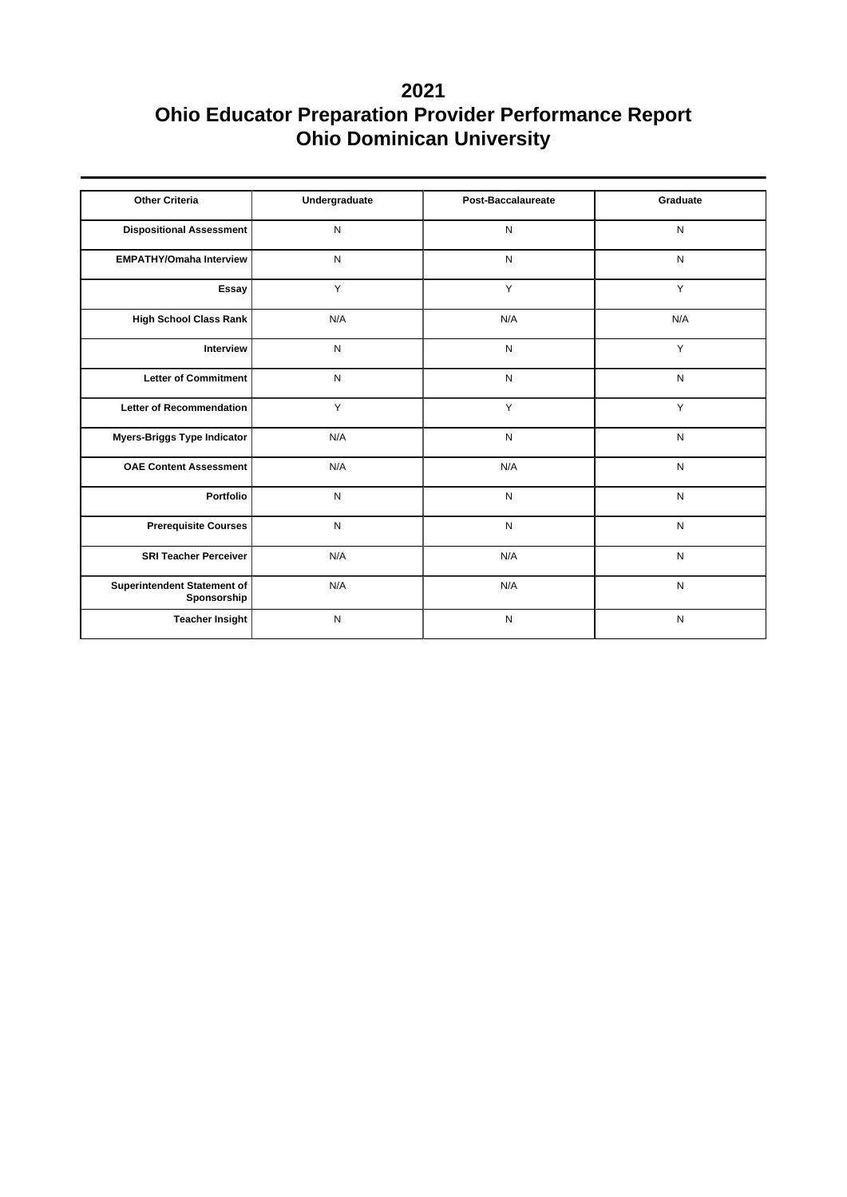# 2021
# Ohio Educator Preparation Provider Performance Report
# Ohio Dominican University

| Other Criteria | Undergraduate | Post-Baccalaureate | Graduate |
|---|---|---|---|
| Dispositional Assessment | N | N | N |
| EMPATHY/Omaha Interview | N | N | N |
| Essay | Y | Y | Y |
| High School Class Rank | N/A | N/A | N/A |
| Interview | N | N | Y |
| Letter of Commitment | N | N | N |
| Letter of Recommendation | Y | Y | Y |
| Myers-Briggs Type Indicator | N/A | N | N |
| OAE Content Assessment | N/A | N/A | N |
| Portfolio | N | N | N |
| Prerequisite Courses | N | N | N |
| SRI Teacher Perceiver | N/A | N/A | N |
| Superintendent Statement of Sponsorship | N/A | N/A | N |
| Teacher Insight | N | N | N |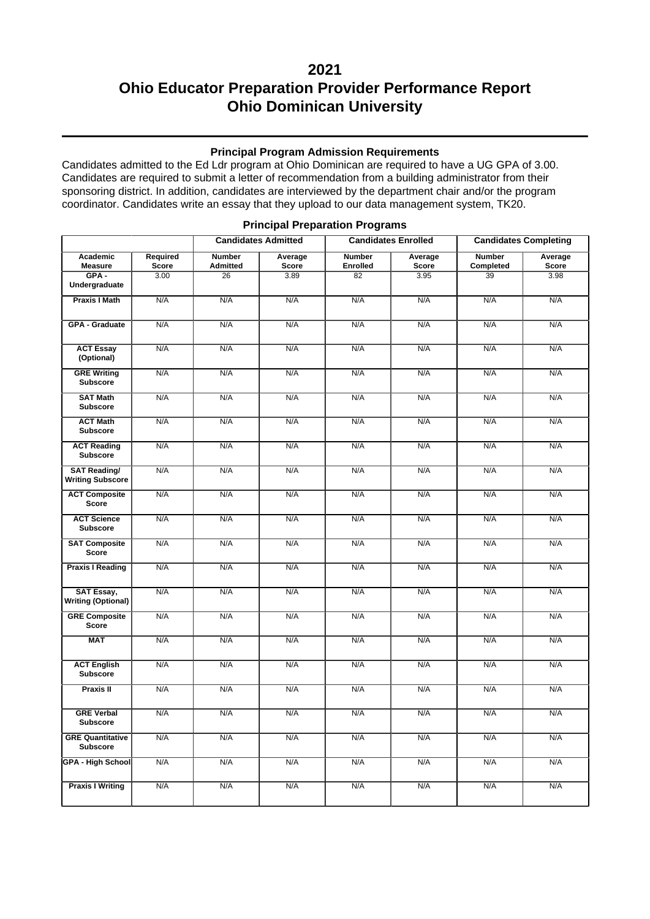# 2021
# Ohio Educator Preparation Provider Performance Report
# Ohio Dominican University

### Principal Program Admission Requirements

Candidates admitted to the Ed Ldr program at Ohio Dominican are required to have a UG GPA of 3.00. Candidates are required to submit a letter of recommendation from a building administrator from their sponsoring district. In addition, candidates are interviewed by the department chair and/or the program coordinator. Candidates write an essay that they upload to our data management system, TK20.

### Principal Preparation Programs

| | | Candidates Admitted | | Candidates Enrolled | | Candidates Completing | |
|---|---|---|---|---|---|---|---|
| **Academic Measure** | **Required Score** | **Number Admitted** | **Average Score** | **Number Enrolled** | **Average Score** | **Number Completed** | **Average Score** |
| **GPA - Undergraduate** | 3.00 | 26 | 3.89 | 82 | 3.95 | 39 | 3.98 |
| **Praxis I Math** | N/A | N/A | N/A | N/A | N/A | N/A | N/A |
| **GPA - Graduate** | N/A | N/A | N/A | N/A | N/A | N/A | N/A |
| **ACT Essay (Optional)** | N/A | N/A | N/A | N/A | N/A | N/A | N/A |
| **GRE Writing Subscore** | N/A | N/A | N/A | N/A | N/A | N/A | N/A |
| **SAT Math Subscore** | N/A | N/A | N/A | N/A | N/A | N/A | N/A |
| **ACT Math Subscore** | N/A | N/A | N/A | N/A | N/A | N/A | N/A |
| **ACT Reading Subscore** | N/A | N/A | N/A | N/A | N/A | N/A | N/A |
| **SAT Reading/ Writing Subscore** | N/A | N/A | N/A | N/A | N/A | N/A | N/A |
| **ACT Composite Score** | N/A | N/A | N/A | N/A | N/A | N/A | N/A |
| **ACT Science Subscore** | N/A | N/A | N/A | N/A | N/A | N/A | N/A |
| **SAT Composite Score** | N/A | N/A | N/A | N/A | N/A | N/A | N/A |
| **Praxis I Reading** | N/A | N/A | N/A | N/A | N/A | N/A | N/A |
| **SAT Essay, Writing (Optional)** | N/A | N/A | N/A | N/A | N/A | N/A | N/A |
| **GRE Composite Score** | N/A | N/A | N/A | N/A | N/A | N/A | N/A |
| **MAT** | N/A | N/A | N/A | N/A | N/A | N/A | N/A |
| **ACT English Subscore** | N/A | N/A | N/A | N/A | N/A | N/A | N/A |
| **Praxis II** | N/A | N/A | N/A | N/A | N/A | N/A | N/A |
| **GRE Verbal Subscore** | N/A | N/A | N/A | N/A | N/A | N/A | N/A |
| **GRE Quantitative Subscore** | N/A | N/A | N/A | N/A | N/A | N/A | N/A |
| **GPA - High School** | N/A | N/A | N/A | N/A | N/A | N/A | N/A |
| **Praxis I Writing** | N/A | N/A | N/A | N/A | N/A | N/A | N/A |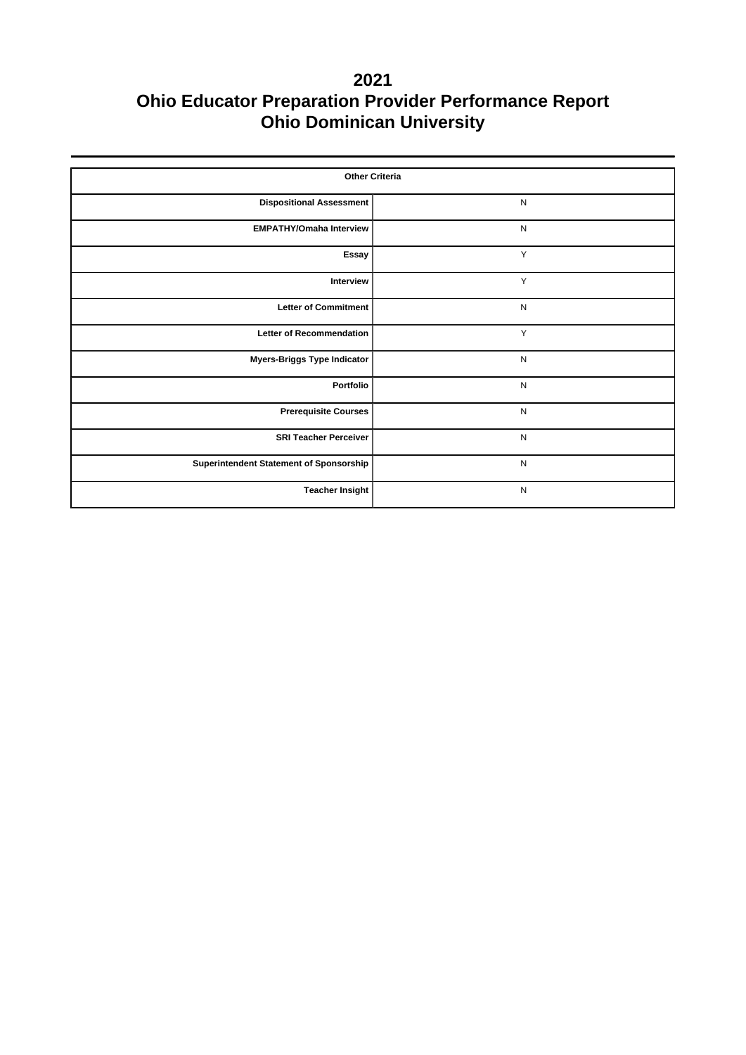# 2021
# Ohio Educator Preparation Provider Performance Report
# Ohio Dominican University

| Other Criteria | |
|---|---|
| Dispositional Assessment | N |
| EMPATHY/Omaha Interview | N |
| Essay | Y |
| Interview | Y |
| Letter of Commitment | N |
| Letter of Recommendation | Y |
| Myers-Briggs Type Indicator | N |
| Portfolio | N |
| Prerequisite Courses | N |
| SRI Teacher Perceiver | N |
| Superintendent Statement of Sponsorship | N |
| Teacher Insight | N |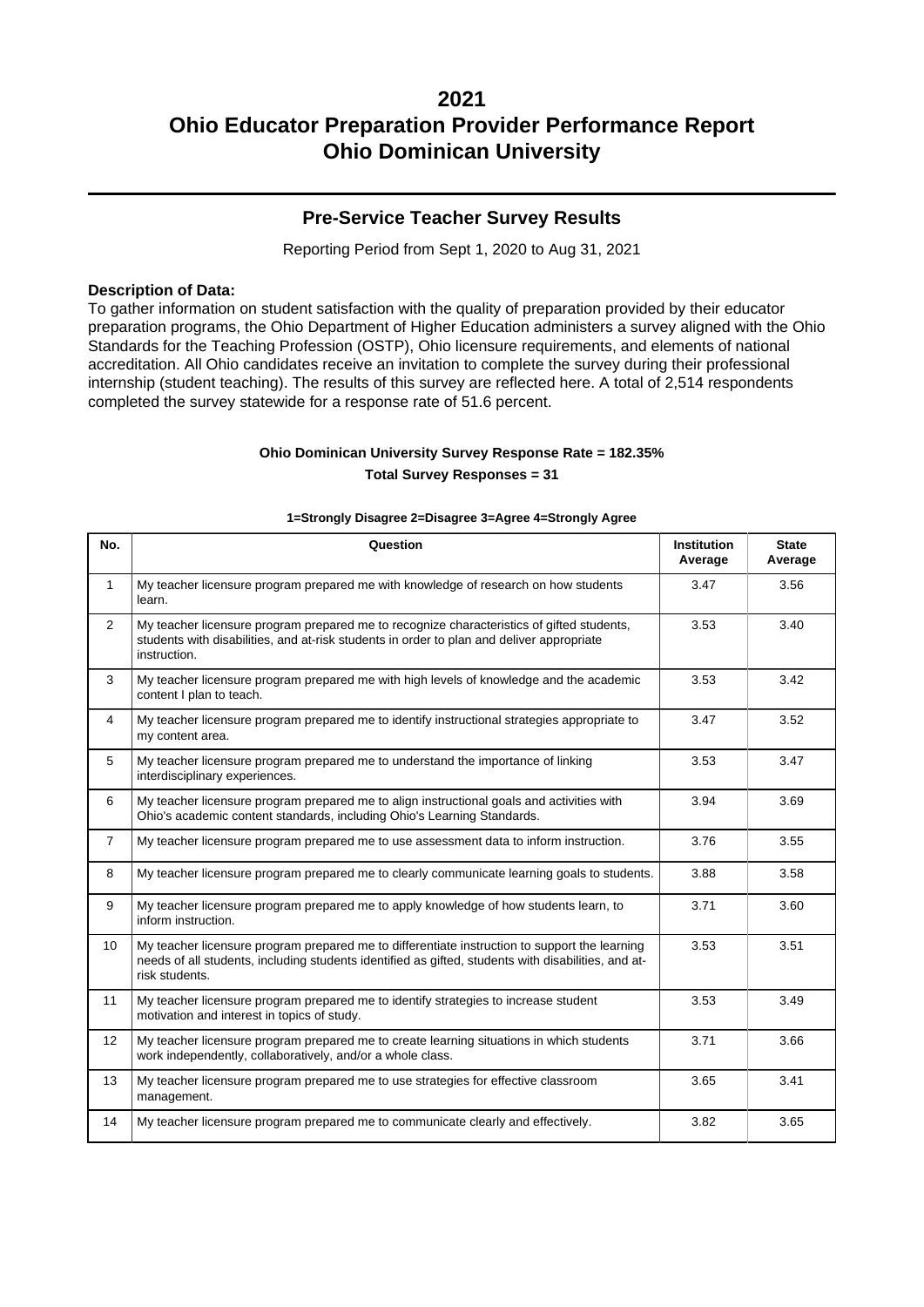# 2021
# Ohio Educator Preparation Provider Performance Report
# Ohio Dominican University

## Pre-Service Teacher Survey Results

Reporting Period from Sept 1, 2020 to Aug 31, 2021

**Description of Data:**
To gather information on student satisfaction with the quality of preparation provided by their educator preparation programs, the Ohio Department of Higher Education administers a survey aligned with the Ohio Standards for the Teaching Profession (OSTP), Ohio licensure requirements, and elements of national accreditation. All Ohio candidates receive an invitation to complete the survey during their professional internship (student teaching). The results of this survey are reflected here. A total of 2,514 respondents completed the survey statewide for a response rate of 51.6 percent.

**Ohio Dominican University Survey Response Rate = 182.35%**

**Total Survey Responses = 31**

**1=Strongly Disagree 2=Disagree 3=Agree 4=Strongly Agree**

| No. | Question | Institution Average | State Average |
|---|---|---|---|
| 1 | My teacher licensure program prepared me with knowledge of research on how students learn. | 3.47 | 3.56 |
| 2 | My teacher licensure program prepared me to recognize characteristics of gifted students, students with disabilities, and at-risk students in order to plan and deliver appropriate instruction. | 3.53 | 3.40 |
| 3 | My teacher licensure program prepared me with high levels of knowledge and the academic content I plan to teach. | 3.53 | 3.42 |
| 4 | My teacher licensure program prepared me to identify instructional strategies appropriate to my content area. | 3.47 | 3.52 |
| 5 | My teacher licensure program prepared me to understand the importance of linking interdisciplinary experiences. | 3.53 | 3.47 |
| 6 | My teacher licensure program prepared me to align instructional goals and activities with Ohio's academic content standards, including Ohio's Learning Standards. | 3.94 | 3.69 |
| 7 | My teacher licensure program prepared me to use assessment data to inform instruction. | 3.76 | 3.55 |
| 8 | My teacher licensure program prepared me to clearly communicate learning goals to students. | 3.88 | 3.58 |
| 9 | My teacher licensure program prepared me to apply knowledge of how students learn, to inform instruction. | 3.71 | 3.60 |
| 10 | My teacher licensure program prepared me to differentiate instruction to support the learning needs of all students, including students identified as gifted, students with disabilities, and at-risk students. | 3.53 | 3.51 |
| 11 | My teacher licensure program prepared me to identify strategies to increase student motivation and interest in topics of study. | 3.53 | 3.49 |
| 12 | My teacher licensure program prepared me to create learning situations in which students work independently, collaboratively, and/or a whole class. | 3.71 | 3.66 |
| 13 | My teacher licensure program prepared me to use strategies for effective classroom management. | 3.65 | 3.41 |
| 14 | My teacher licensure program prepared me to communicate clearly and effectively. | 3.82 | 3.65 |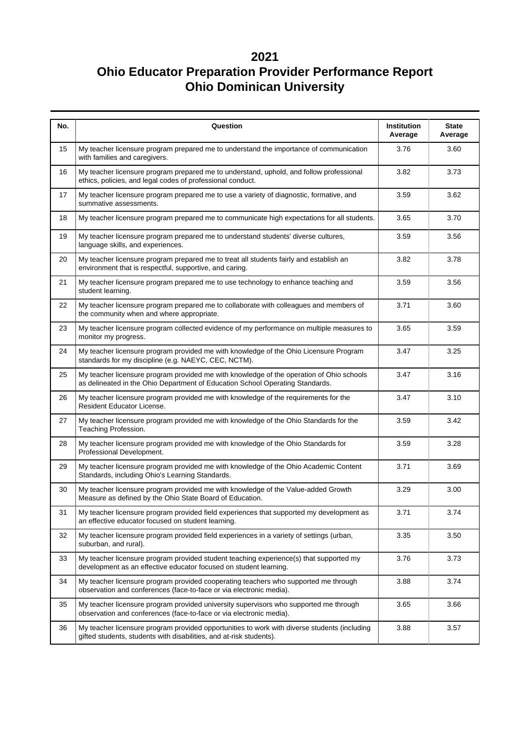# 2021
# Ohio Educator Preparation Provider Performance Report
# Ohio Dominican University

| No. | Question | Institution Average | State Average |
|---|---|---|---|
| 15 | My teacher licensure program prepared me to understand the importance of communication with families and caregivers. | 3.76 | 3.60 |
| 16 | My teacher licensure program prepared me to understand, uphold, and follow professional ethics, policies, and legal codes of professional conduct. | 3.82 | 3.73 |
| 17 | My teacher licensure program prepared me to use a variety of diagnostic, formative, and summative assessments. | 3.59 | 3.62 |
| 18 | My teacher licensure program prepared me to communicate high expectations for all students. | 3.65 | 3.70 |
| 19 | My teacher licensure program prepared me to understand students' diverse cultures, language skills, and experiences. | 3.59 | 3.56 |
| 20 | My teacher licensure program prepared me to treat all students fairly and establish an environment that is respectful, supportive, and caring. | 3.82 | 3.78 |
| 21 | My teacher licensure program prepared me to use technology to enhance teaching and student learning. | 3.59 | 3.56 |
| 22 | My teacher licensure program prepared me to collaborate with colleagues and members of the community when and where appropriate. | 3.71 | 3.60 |
| 23 | My teacher licensure program collected evidence of my performance on multiple measures to monitor my progress. | 3.65 | 3.59 |
| 24 | My teacher licensure program provided me with knowledge of the Ohio Licensure Program standards for my discipline (e.g. NAEYC, CEC, NCTM). | 3.47 | 3.25 |
| 25 | My teacher licensure program provided me with knowledge of the operation of Ohio schools as delineated in the Ohio Department of Education School Operating Standards. | 3.47 | 3.16 |
| 26 | My teacher licensure program provided me with knowledge of the requirements for the Resident Educator License. | 3.47 | 3.10 |
| 27 | My teacher licensure program provided me with knowledge of the Ohio Standards for the Teaching Profession. | 3.59 | 3.42 |
| 28 | My teacher licensure program provided me with knowledge of the Ohio Standards for Professional Development. | 3.59 | 3.28 |
| 29 | My teacher licensure program provided me with knowledge of the Ohio Academic Content Standards, including Ohio's Learning Standards. | 3.71 | 3.69 |
| 30 | My teacher licensure program provided me with knowledge of the Value-added Growth Measure as defined by the Ohio State Board of Education. | 3.29 | 3.00 |
| 31 | My teacher licensure program provided field experiences that supported my development as an effective educator focused on student learning. | 3.71 | 3.74 |
| 32 | My teacher licensure program provided field experiences in a variety of settings (urban, suburban, and rural). | 3.35 | 3.50 |
| 33 | My teacher licensure program provided student teaching experience(s) that supported my development as an effective educator focused on student learning. | 3.76 | 3.73 |
| 34 | My teacher licensure program provided cooperating teachers who supported me through observation and conferences (face-to-face or via electronic media). | 3.88 | 3.74 |
| 35 | My teacher licensure program provided university supervisors who supported me through observation and conferences (face-to-face or via electronic media). | 3.65 | 3.66 |
| 36 | My teacher licensure program provided opportunities to work with diverse students (including gifted students, students with disabilities, and at-risk students). | 3.88 | 3.57 |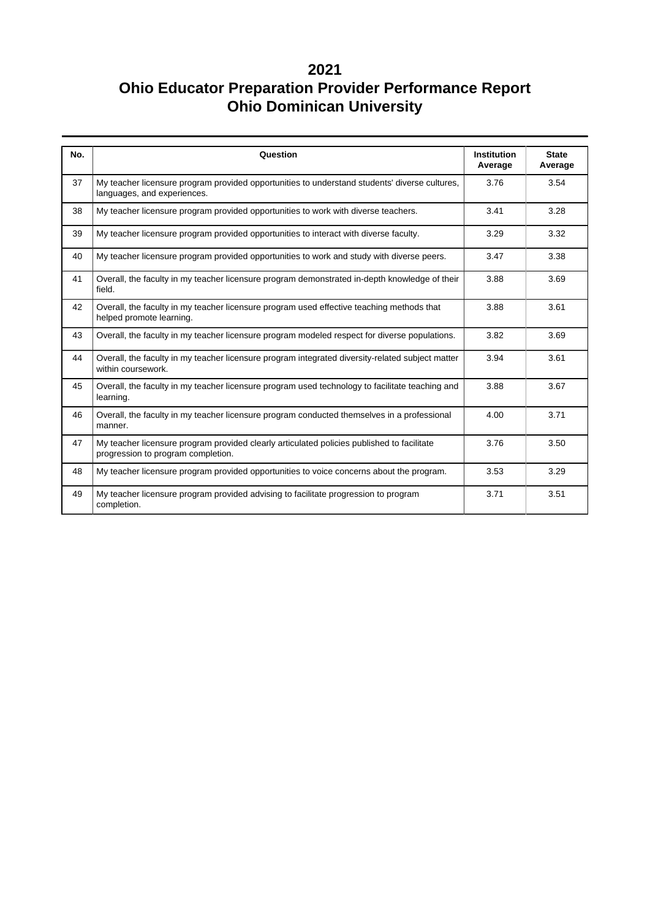# 2021
# Ohio Educator Preparation Provider Performance Report
# Ohio Dominican University

| No. | Question | Institution Average | State Average |
|---|---|---|---|
| 37 | My teacher licensure program provided opportunities to understand students' diverse cultures, languages, and experiences. | 3.76 | 3.54 |
| 38 | My teacher licensure program provided opportunities to work with diverse teachers. | 3.41 | 3.28 |
| 39 | My teacher licensure program provided opportunities to interact with diverse faculty. | 3.29 | 3.32 |
| 40 | My teacher licensure program provided opportunities to work and study with diverse peers. | 3.47 | 3.38 |
| 41 | Overall, the faculty in my teacher licensure program demonstrated in-depth knowledge of their field. | 3.88 | 3.69 |
| 42 | Overall, the faculty in my teacher licensure program used effective teaching methods that helped promote learning. | 3.88 | 3.61 |
| 43 | Overall, the faculty in my teacher licensure program modeled respect for diverse populations. | 3.82 | 3.69 |
| 44 | Overall, the faculty in my teacher licensure program integrated diversity-related subject matter within coursework. | 3.94 | 3.61 |
| 45 | Overall, the faculty in my teacher licensure program used technology to facilitate teaching and learning. | 3.88 | 3.67 |
| 46 | Overall, the faculty in my teacher licensure program conducted themselves in a professional manner. | 4.00 | 3.71 |
| 47 | My teacher licensure program provided clearly articulated policies published to facilitate progression to program completion. | 3.76 | 3.50 |
| 48 | My teacher licensure program provided opportunities to voice concerns about the program. | 3.53 | 3.29 |
| 49 | My teacher licensure program provided advising to facilitate progression to program completion. | 3.71 | 3.51 |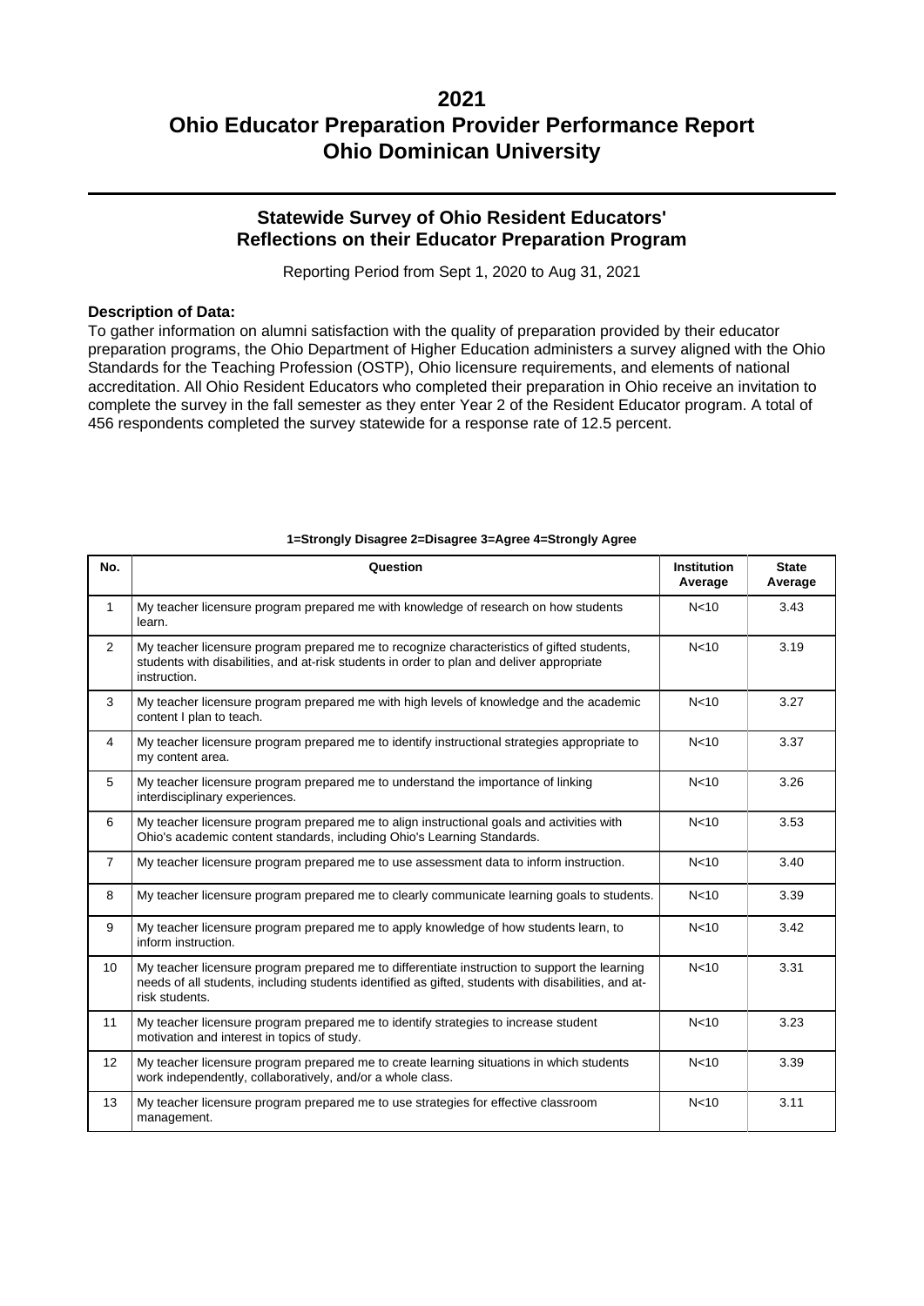# 2021
# Ohio Educator Preparation Provider Performance Report
# Ohio Dominican University

## Statewide Survey of Ohio Resident Educators' Reflections on their Educator Preparation Program

Reporting Period from Sept 1, 2020 to Aug 31, 2021

**Description of Data:**

To gather information on alumni satisfaction with the quality of preparation provided by their educator preparation programs, the Ohio Department of Higher Education administers a survey aligned with the Ohio Standards for the Teaching Profession (OSTP), Ohio licensure requirements, and elements of national accreditation. All Ohio Resident Educators who completed their preparation in Ohio receive an invitation to complete the survey in the fall semester as they enter Year 2 of the Resident Educator program. A total of 456 respondents completed the survey statewide for a response rate of 12.5 percent.

**1=Strongly Disagree 2=Disagree 3=Agree 4=Strongly Agree**

| No. | Question | Institution Average | State Average |
|---|---|---|---|
| 1 | My teacher licensure program prepared me with knowledge of research on how students learn. | N<10 | 3.43 |
| 2 | My teacher licensure program prepared me to recognize characteristics of gifted students, students with disabilities, and at-risk students in order to plan and deliver appropriate instruction. | N<10 | 3.19 |
| 3 | My teacher licensure program prepared me with high levels of knowledge and the academic content I plan to teach. | N<10 | 3.27 |
| 4 | My teacher licensure program prepared me to identify instructional strategies appropriate to my content area. | N<10 | 3.37 |
| 5 | My teacher licensure program prepared me to understand the importance of linking interdisciplinary experiences. | N<10 | 3.26 |
| 6 | My teacher licensure program prepared me to align instructional goals and activities with Ohio's academic content standards, including Ohio's Learning Standards. | N<10 | 3.53 |
| 7 | My teacher licensure program prepared me to use assessment data to inform instruction. | N<10 | 3.40 |
| 8 | My teacher licensure program prepared me to clearly communicate learning goals to students. | N<10 | 3.39 |
| 9 | My teacher licensure program prepared me to apply knowledge of how students learn, to inform instruction. | N<10 | 3.42 |
| 10 | My teacher licensure program prepared me to differentiate instruction to support the learning needs of all students, including students identified as gifted, students with disabilities, and at-risk students. | N<10 | 3.31 |
| 11 | My teacher licensure program prepared me to identify strategies to increase student motivation and interest in topics of study. | N<10 | 3.23 |
| 12 | My teacher licensure program prepared me to create learning situations in which students work independently, collaboratively, and/or a whole class. | N<10 | 3.39 |
| 13 | My teacher licensure program prepared me to use strategies for effective classroom management. | N<10 | 3.11 |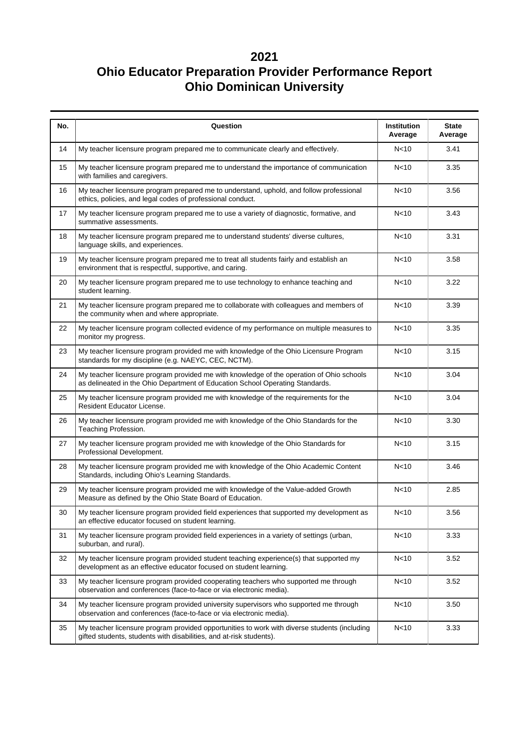# 2021
# Ohio Educator Preparation Provider Performance Report
# Ohio Dominican University

| No. | Question | Institution Average | State Average |
|---|---|---|---|
| 14 | My teacher licensure program prepared me to communicate clearly and effectively. | N<10 | 3.41 |
| 15 | My teacher licensure program prepared me to understand the importance of communication with families and caregivers. | N<10 | 3.35 |
| 16 | My teacher licensure program prepared me to understand, uphold, and follow professional ethics, policies, and legal codes of professional conduct. | N<10 | 3.56 |
| 17 | My teacher licensure program prepared me to use a variety of diagnostic, formative, and summative assessments. | N<10 | 3.43 |
| 18 | My teacher licensure program prepared me to understand students' diverse cultures, language skills, and experiences. | N<10 | 3.31 |
| 19 | My teacher licensure program prepared me to treat all students fairly and establish an environment that is respectful, supportive, and caring. | N<10 | 3.58 |
| 20 | My teacher licensure program prepared me to use technology to enhance teaching and student learning. | N<10 | 3.22 |
| 21 | My teacher licensure program prepared me to collaborate with colleagues and members of the community when and where appropriate. | N<10 | 3.39 |
| 22 | My teacher licensure program collected evidence of my performance on multiple measures to monitor my progress. | N<10 | 3.35 |
| 23 | My teacher licensure program provided me with knowledge of the Ohio Licensure Program standards for my discipline (e.g. NAEYC, CEC, NCTM). | N<10 | 3.15 |
| 24 | My teacher licensure program provided me with knowledge of the operation of Ohio schools as delineated in the Ohio Department of Education School Operating Standards. | N<10 | 3.04 |
| 25 | My teacher licensure program provided me with knowledge of the requirements for the Resident Educator License. | N<10 | 3.04 |
| 26 | My teacher licensure program provided me with knowledge of the Ohio Standards for the Teaching Profession. | N<10 | 3.30 |
| 27 | My teacher licensure program provided me with knowledge of the Ohio Standards for Professional Development. | N<10 | 3.15 |
| 28 | My teacher licensure program provided me with knowledge of the Ohio Academic Content Standards, including Ohio's Learning Standards. | N<10 | 3.46 |
| 29 | My teacher licensure program provided me with knowledge of the Value-added Growth Measure as defined by the Ohio State Board of Education. | N<10 | 2.85 |
| 30 | My teacher licensure program provided field experiences that supported my development as an effective educator focused on student learning. | N<10 | 3.56 |
| 31 | My teacher licensure program provided field experiences in a variety of settings (urban, suburban, and rural). | N<10 | 3.33 |
| 32 | My teacher licensure program provided student teaching experience(s) that supported my development as an effective educator focused on student learning. | N<10 | 3.52 |
| 33 | My teacher licensure program provided cooperating teachers who supported me through observation and conferences (face-to-face or via electronic media). | N<10 | 3.52 |
| 34 | My teacher licensure program provided university supervisors who supported me through observation and conferences (face-to-face or via electronic media). | N<10 | 3.50 |
| 35 | My teacher licensure program provided opportunities to work with diverse students (including gifted students, students with disabilities, and at-risk students). | N<10 | 3.33 |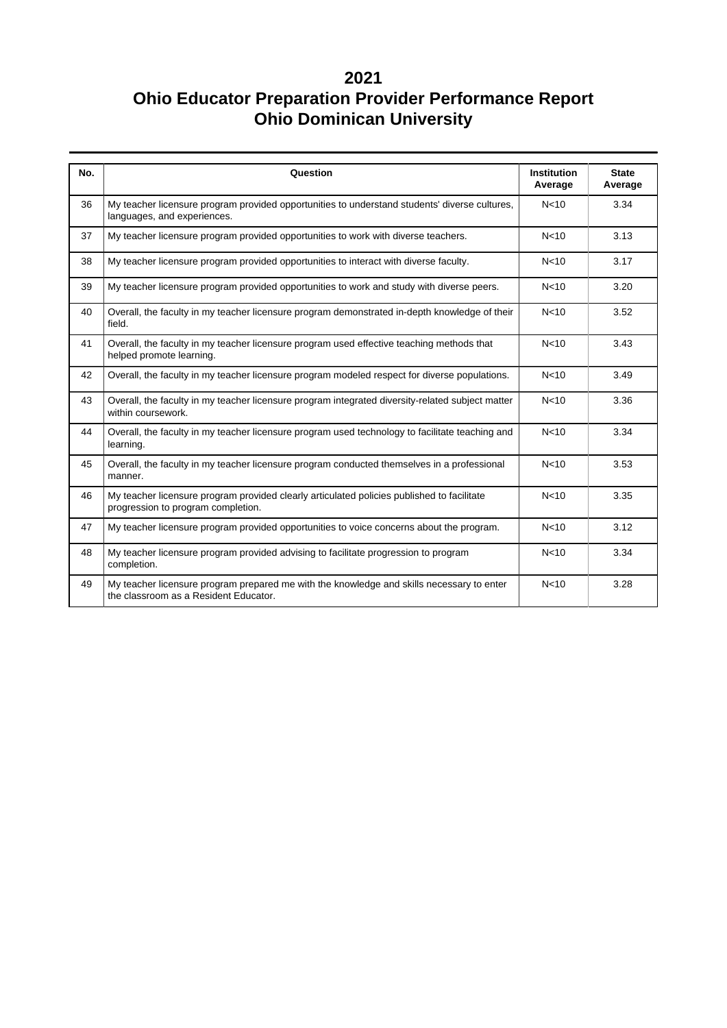# 2021
# Ohio Educator Preparation Provider Performance Report
# Ohio Dominican University

| No. | Question | Institution Average | State Average |
|---|---|---|---|
| 36 | My teacher licensure program provided opportunities to understand students' diverse cultures, languages, and experiences. | N<10 | 3.34 |
| 37 | My teacher licensure program provided opportunities to work with diverse teachers. | N<10 | 3.13 |
| 38 | My teacher licensure program provided opportunities to interact with diverse faculty. | N<10 | 3.17 |
| 39 | My teacher licensure program provided opportunities to work and study with diverse peers. | N<10 | 3.20 |
| 40 | Overall, the faculty in my teacher licensure program demonstrated in-depth knowledge of their field. | N<10 | 3.52 |
| 41 | Overall, the faculty in my teacher licensure program used effective teaching methods that helped promote learning. | N<10 | 3.43 |
| 42 | Overall, the faculty in my teacher licensure program modeled respect for diverse populations. | N<10 | 3.49 |
| 43 | Overall, the faculty in my teacher licensure program integrated diversity-related subject matter within coursework. | N<10 | 3.36 |
| 44 | Overall, the faculty in my teacher licensure program used technology to facilitate teaching and learning. | N<10 | 3.34 |
| 45 | Overall, the faculty in my teacher licensure program conducted themselves in a professional manner. | N<10 | 3.53 |
| 46 | My teacher licensure program provided clearly articulated policies published to facilitate progression to program completion. | N<10 | 3.35 |
| 47 | My teacher licensure program provided opportunities to voice concerns about the program. | N<10 | 3.12 |
| 48 | My teacher licensure program provided advising to facilitate progression to program completion. | N<10 | 3.34 |
| 49 | My teacher licensure program prepared me with the knowledge and skills necessary to enter the classroom as a Resident Educator. | N<10 | 3.28 |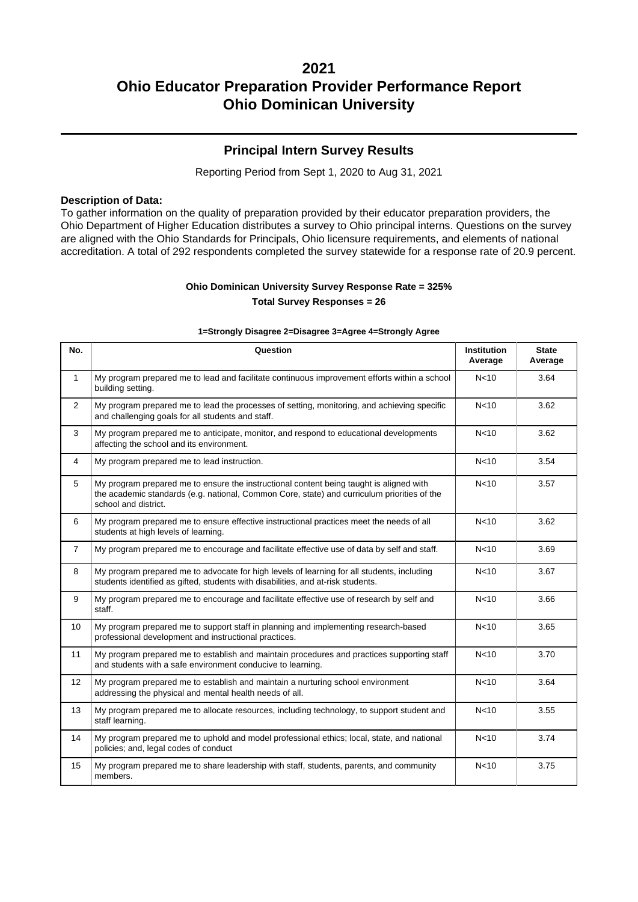# 2021
# Ohio Educator Preparation Provider Performance Report
# Ohio Dominican University

## Principal Intern Survey Results

Reporting Period from Sept 1, 2020 to Aug 31, 2021

**Description of Data:**
To gather information on the quality of preparation provided by their educator preparation providers, the Ohio Department of Higher Education distributes a survey to Ohio principal interns. Questions on the survey are aligned with the Ohio Standards for Principals, Ohio licensure requirements, and elements of national accreditation. A total of 292 respondents completed the survey statewide for a response rate of 20.9 percent.

**Ohio Dominican University Survey Response Rate = 325%**

**Total Survey Responses = 26**

**1=Strongly Disagree 2=Disagree 3=Agree 4=Strongly Agree**

| No. | Question | Institution Average | State Average |
|---|---|---|---|
| 1 | My program prepared me to lead and facilitate continuous improvement efforts within a school building setting. | N<10 | 3.64 |
| 2 | My program prepared me to lead the processes of setting, monitoring, and achieving specific and challenging goals for all students and staff. | N<10 | 3.62 |
| 3 | My program prepared me to anticipate, monitor, and respond to educational developments affecting the school and its environment. | N<10 | 3.62 |
| 4 | My program prepared me to lead instruction. | N<10 | 3.54 |
| 5 | My program prepared me to ensure the instructional content being taught is aligned with the academic standards (e.g. national, Common Core, state) and curriculum priorities of the school and district. | N<10 | 3.57 |
| 6 | My program prepared me to ensure effective instructional practices meet the needs of all students at high levels of learning. | N<10 | 3.62 |
| 7 | My program prepared me to encourage and facilitate effective use of data by self and staff. | N<10 | 3.69 |
| 8 | My program prepared me to advocate for high levels of learning for all students, including students identified as gifted, students with disabilities, and at-risk students. | N<10 | 3.67 |
| 9 | My program prepared me to encourage and facilitate effective use of research by self and staff. | N<10 | 3.66 |
| 10 | My program prepared me to support staff in planning and implementing research-based professional development and instructional practices. | N<10 | 3.65 |
| 11 | My program prepared me to establish and maintain procedures and practices supporting staff and students with a safe environment conducive to learning. | N<10 | 3.70 |
| 12 | My program prepared me to establish and maintain a nurturing school environment addressing the physical and mental health needs of all. | N<10 | 3.64 |
| 13 | My program prepared me to allocate resources, including technology, to support student and staff learning. | N<10 | 3.55 |
| 14 | My program prepared me to uphold and model professional ethics; local, state, and national policies; and, legal codes of conduct | N<10 | 3.74 |
| 15 | My program prepared me to share leadership with staff, students, parents, and community members. | N<10 | 3.75 |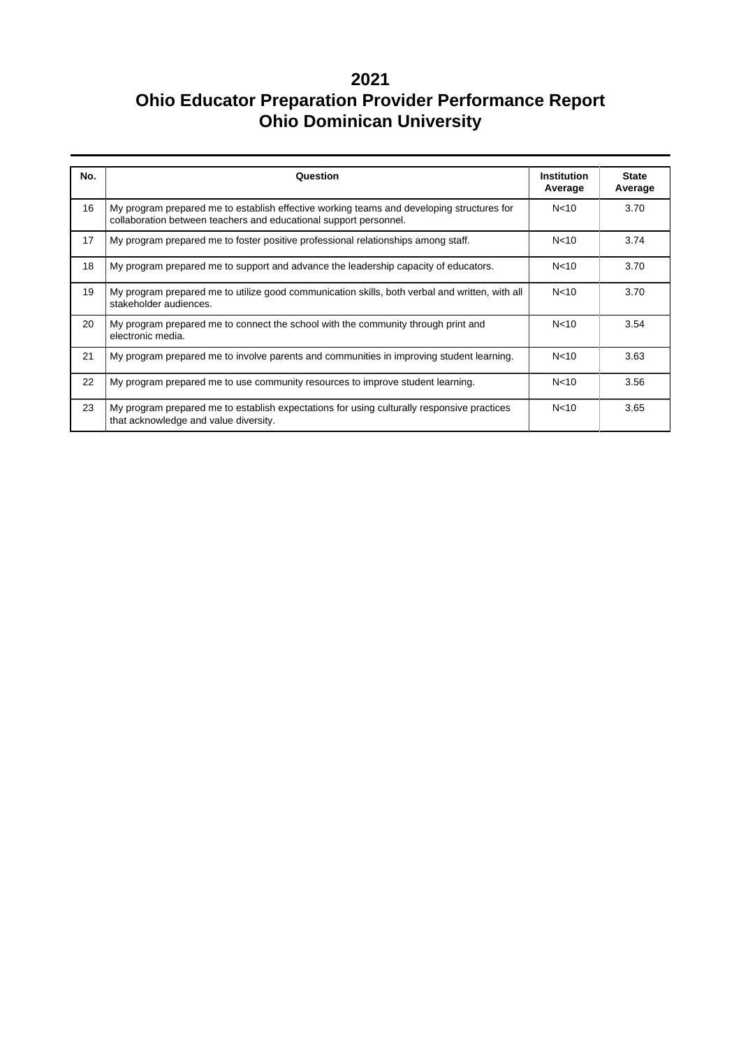# 2021
# Ohio Educator Preparation Provider Performance Report
# Ohio Dominican University

| No. | Question | Institution Average | State Average |
|---|---|---|---|
| 16 | My program prepared me to establish effective working teams and developing structures for collaboration between teachers and educational support personnel. | N<10 | 3.70 |
| 17 | My program prepared me to foster positive professional relationships among staff. | N<10 | 3.74 |
| 18 | My program prepared me to support and advance the leadership capacity of educators. | N<10 | 3.70 |
| 19 | My program prepared me to utilize good communication skills, both verbal and written, with all stakeholder audiences. | N<10 | 3.70 |
| 20 | My program prepared me to connect the school with the community through print and electronic media. | N<10 | 3.54 |
| 21 | My program prepared me to involve parents and communities in improving student learning. | N<10 | 3.63 |
| 22 | My program prepared me to use community resources to improve student learning. | N<10 | 3.56 |
| 23 | My program prepared me to establish expectations for using culturally responsive practices that acknowledge and value diversity. | N<10 | 3.65 |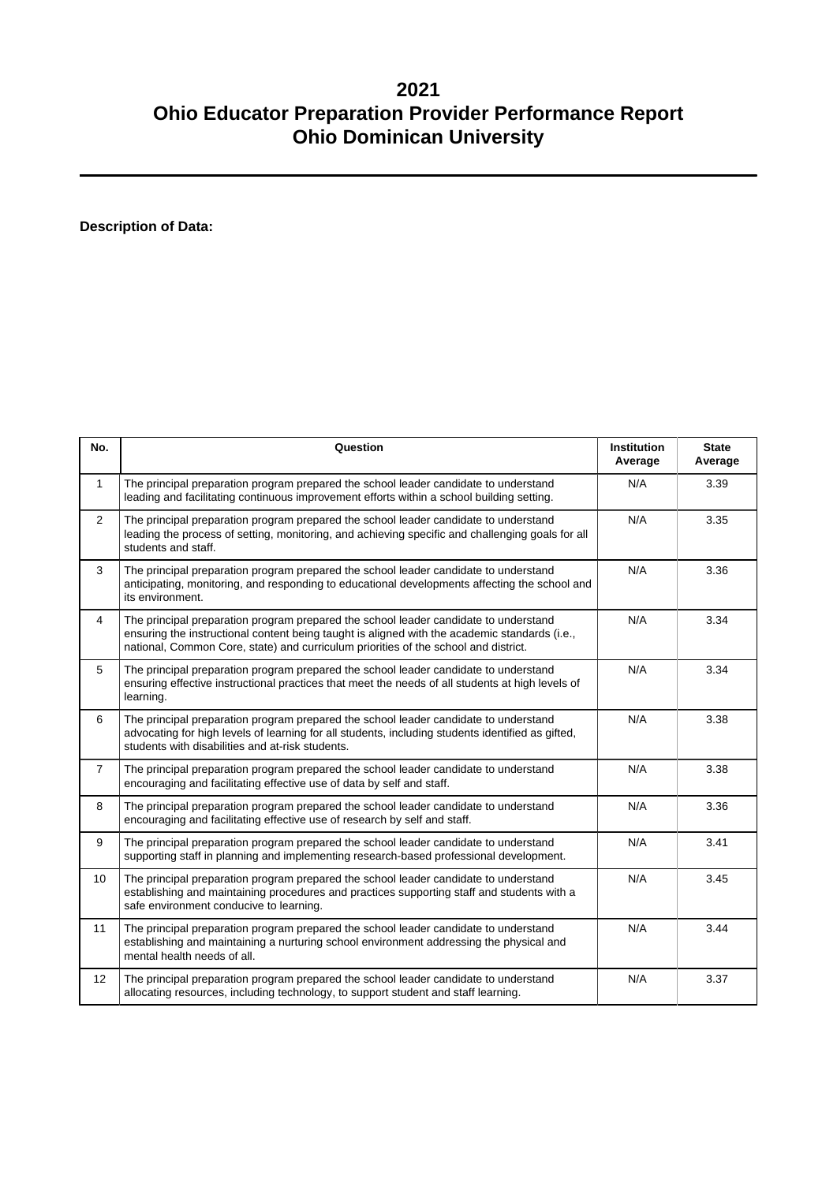# 2021
# Ohio Educator Preparation Provider Performance Report
# Ohio Dominican University

**Description of Data:**

| No. | Question | Institution Average | State Average |
|---|---|---|---|
| 1 | The principal preparation program prepared the school leader candidate to understand leading and facilitating continuous improvement efforts within a school building setting. | N/A | 3.39 |
| 2 | The principal preparation program prepared the school leader candidate to understand leading the process of setting, monitoring, and achieving specific and challenging goals for all students and staff. | N/A | 3.35 |
| 3 | The principal preparation program prepared the school leader candidate to understand anticipating, monitoring, and responding to educational developments affecting the school and its environment. | N/A | 3.36 |
| 4 | The principal preparation program prepared the school leader candidate to understand ensuring the instructional content being taught is aligned with the academic standards (i.e., national, Common Core, state) and curriculum priorities of the school and district. | N/A | 3.34 |
| 5 | The principal preparation program prepared the school leader candidate to understand ensuring effective instructional practices that meet the needs of all students at high levels of learning. | N/A | 3.34 |
| 6 | The principal preparation program prepared the school leader candidate to understand advocating for high levels of learning for all students, including students identified as gifted, students with disabilities and at-risk students. | N/A | 3.38 |
| 7 | The principal preparation program prepared the school leader candidate to understand encouraging and facilitating effective use of data by self and staff. | N/A | 3.38 |
| 8 | The principal preparation program prepared the school leader candidate to understand encouraging and facilitating effective use of research by self and staff. | N/A | 3.36 |
| 9 | The principal preparation program prepared the school leader candidate to understand supporting staff in planning and implementing research-based professional development. | N/A | 3.41 |
| 10 | The principal preparation program prepared the school leader candidate to understand establishing and maintaining procedures and practices supporting staff and students with a safe environment conducive to learning. | N/A | 3.45 |
| 11 | The principal preparation program prepared the school leader candidate to understand establishing and maintaining a nurturing school environment addressing the physical and mental health needs of all. | N/A | 3.44 |
| 12 | The principal preparation program prepared the school leader candidate to understand allocating resources, including technology, to support student and staff learning. | N/A | 3.37 |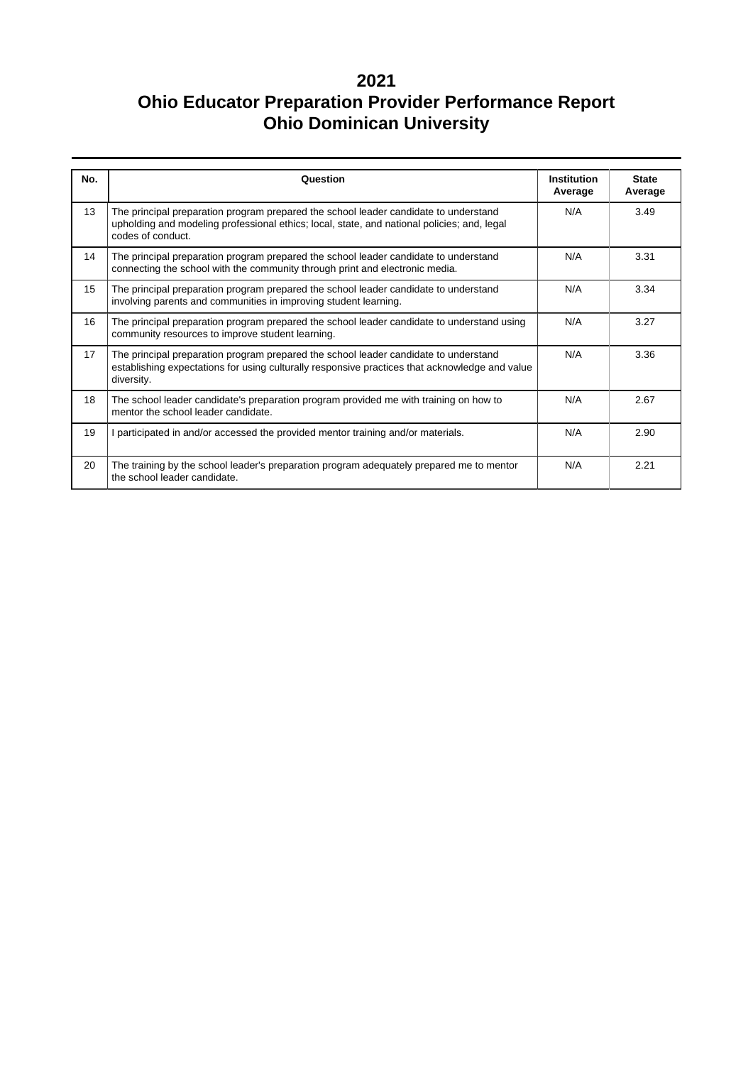# 2021
# Ohio Educator Preparation Provider Performance Report
# Ohio Dominican University

| No. | Question | Institution Average | State Average |
|---|---|---|---|
| 13 | The principal preparation program prepared the school leader candidate to understand upholding and modeling professional ethics; local, state, and national policies; and, legal codes of conduct. | N/A | 3.49 |
| 14 | The principal preparation program prepared the school leader candidate to understand connecting the school with the community through print and electronic media. | N/A | 3.31 |
| 15 | The principal preparation program prepared the school leader candidate to understand involving parents and communities in improving student learning. | N/A | 3.34 |
| 16 | The principal preparation program prepared the school leader candidate to understand using community resources to improve student learning. | N/A | 3.27 |
| 17 | The principal preparation program prepared the school leader candidate to understand establishing expectations for using culturally responsive practices that acknowledge and value diversity. | N/A | 3.36 |
| 18 | The school leader candidate's preparation program provided me with training on how to mentor the school leader candidate. | N/A | 2.67 |
| 19 | I participated in and/or accessed the provided mentor training and/or materials. | N/A | 2.90 |
| 20 | The training by the school leader's preparation program adequately prepared me to mentor the school leader candidate. | N/A | 2.21 |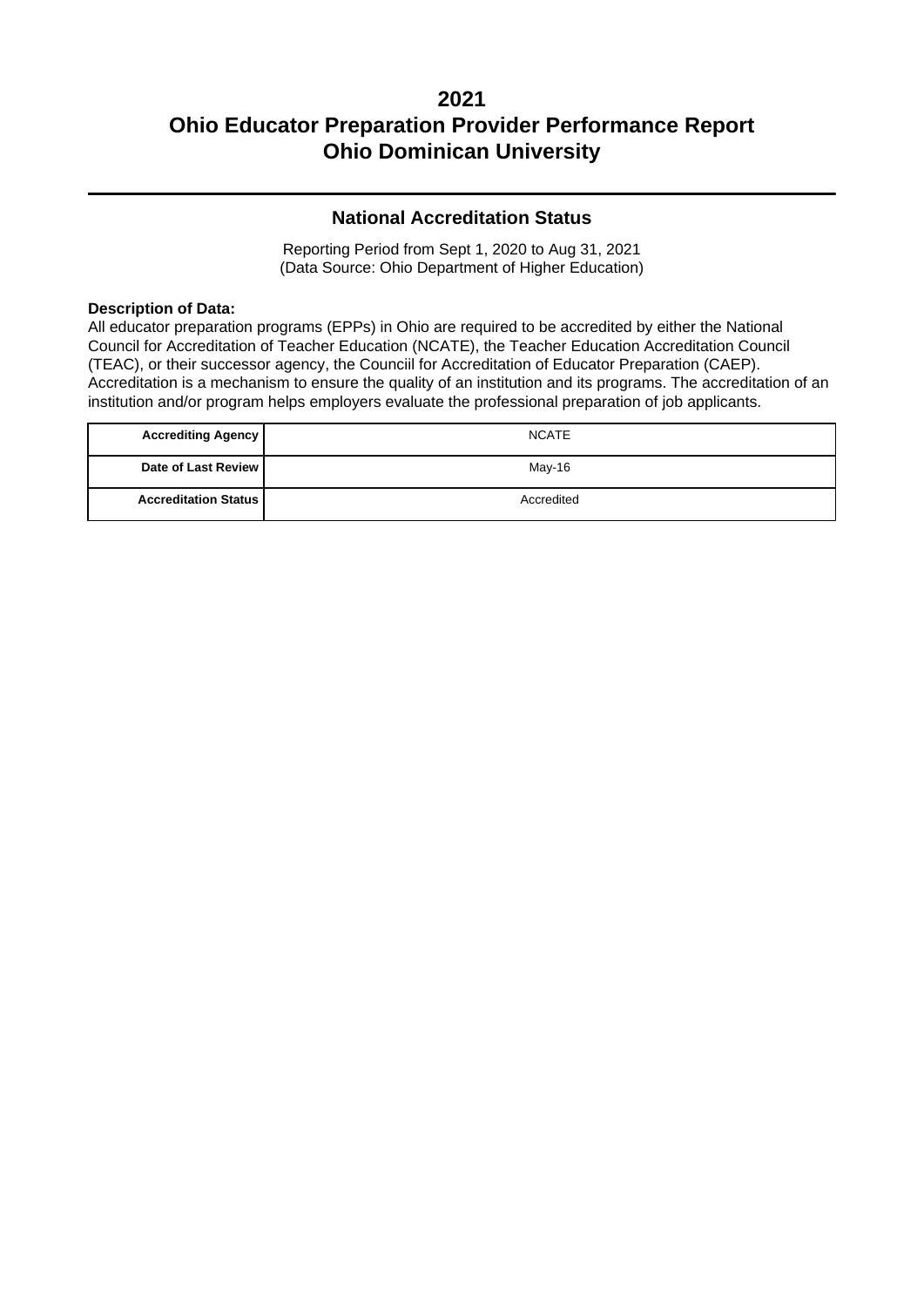# 2021
# Ohio Educator Preparation Provider Performance Report
# Ohio Dominican University

## National Accreditation Status

Reporting Period from Sept 1, 2020 to Aug 31, 2021
(Data Source: Ohio Department of Higher Education)

**Description of Data:**
All educator preparation programs (EPPs) in Ohio are required to be accredited by either the National Council for Accreditation of Teacher Education (NCATE), the Teacher Education Accreditation Council (TEAC), or their successor agency, the Counciil for Accreditation of Educator Preparation (CAEP). Accreditation is a mechanism to ensure the quality of an institution and its programs. The accreditation of an institution and/or program helps employers evaluate the professional preparation of job applicants.

| | |
|---|---|
| **Accrediting Agency** | NCATE |
| **Date of Last Review** | May-16 |
| **Accreditation Status** | Accredited |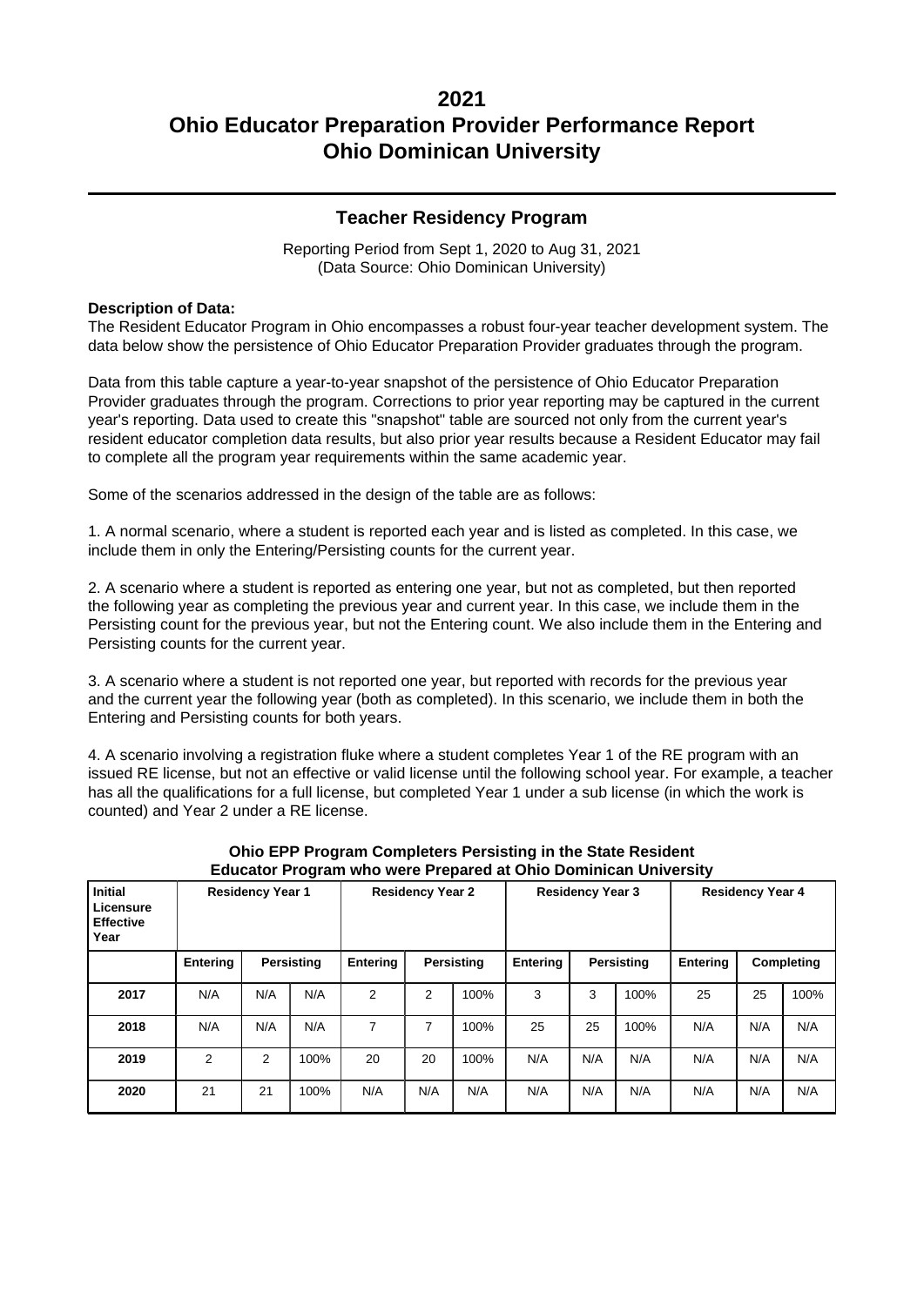# 2021
# Ohio Educator Preparation Provider Performance Report
# Ohio Dominican University

## Teacher Residency Program

Reporting Period from Sept 1, 2020 to Aug 31, 2021
(Data Source: Ohio Dominican University)

**Description of Data:**
The Resident Educator Program in Ohio encompasses a robust four-year teacher development system. The data below show the persistence of Ohio Educator Preparation Provider graduates through the program.

Data from this table capture a year-to-year snapshot of the persistence of Ohio Educator Preparation Provider graduates through the program. Corrections to prior year reporting may be captured in the current year's reporting. Data used to create this "snapshot" table are sourced not only from the current year's resident educator completion data results, but also prior year results because a Resident Educator may fail to complete all the program year requirements within the same academic year.

Some of the scenarios addressed in the design of the table are as follows:

1. A normal scenario, where a student is reported each year and is listed as completed. In this case, we include them in only the Entering/Persisting counts for the current year.

2. A scenario where a student is reported as entering one year, but not as completed, but then reported the following year as completing the previous year and current year. In this case, we include them in the Persisting count for the previous year, but not the Entering count. We also include them in the Entering and Persisting counts for the current year.

3. A scenario where a student is not reported one year, but reported with records for the previous year and the current year the following year (both as completed). In this scenario, we include them in both the Entering and Persisting counts for both years.

4. A scenario involving a registration fluke where a student completes Year 1 of the RE program with an issued RE license, but not an effective or valid license until the following school year. For example, a teacher has all the qualifications for a full license, but completed Year 1 under a sub license (in which the work is counted) and Year 2 under a RE license.

**Ohio EPP Program Completers Persisting in the State Resident Educator Program who were Prepared at Ohio Dominican University**

| Initial Licensure Effective Year | Residency Year 1 | | | Residency Year 2 | | | Residency Year 3 | | | Residency Year 4 | | |
|---|---|---|---|---|---|---|---|---|---|---|---|---|
| | Entering | Persisting | | Entering | Persisting | | Entering | Persisting | | Entering | Completing | |
| 2017 | N/A | N/A | N/A | 2 | 2 | 100% | 3 | 3 | 100% | 25 | 25 | 100% |
| 2018 | N/A | N/A | N/A | 7 | 7 | 100% | 25 | 25 | 100% | N/A | N/A | N/A |
| 2019 | 2 | 2 | 100% | 20 | 20 | 100% | N/A | N/A | N/A | N/A | N/A | N/A |
| 2020 | 21 | 21 | 100% | N/A | N/A | N/A | N/A | N/A | N/A | N/A | N/A | N/A |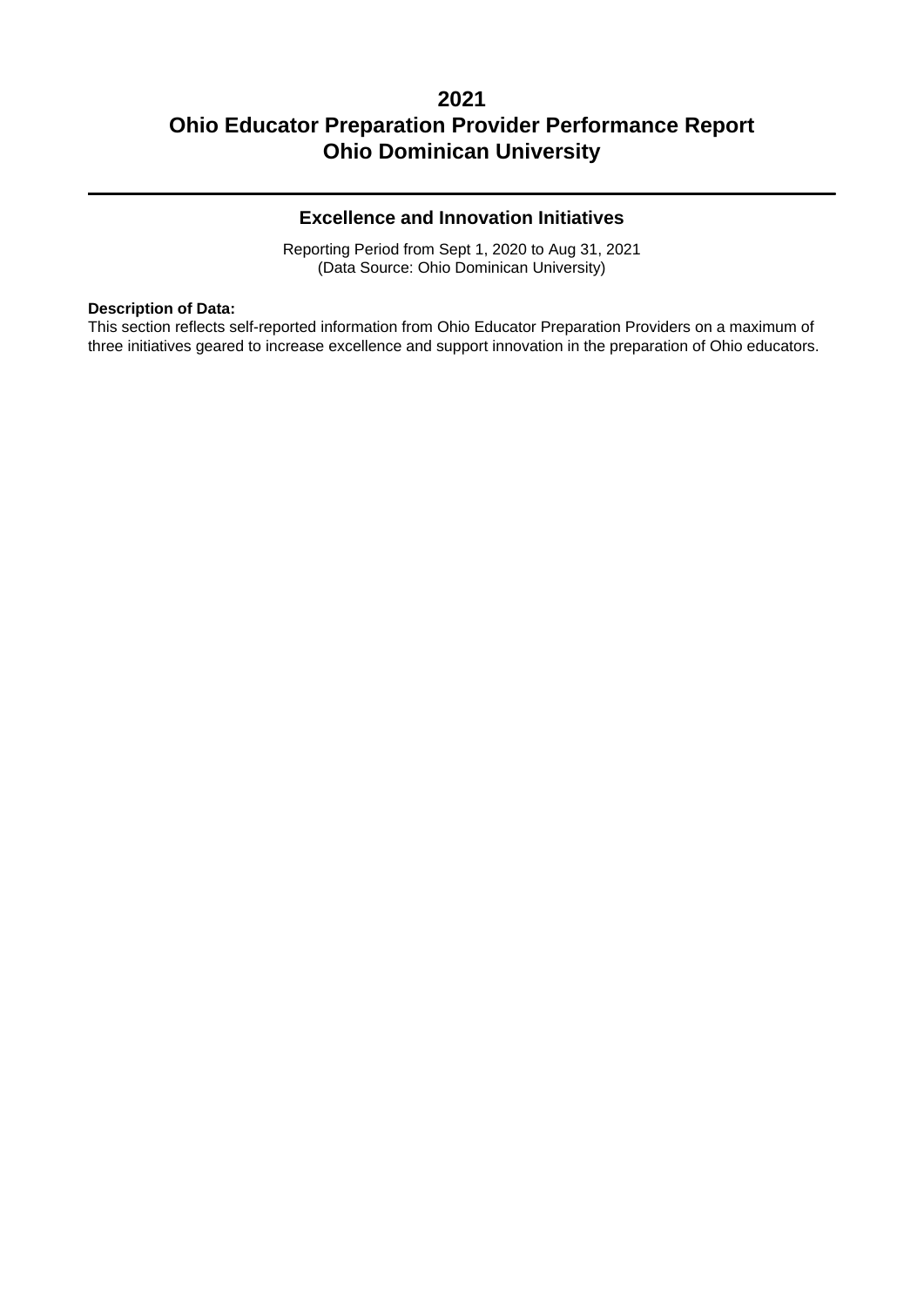# 2021
# Ohio Educator Preparation Provider Performance Report
# Ohio Dominican University

## Excellence and Innovation Initiatives

Reporting Period from Sept 1, 2020 to Aug 31, 2021
(Data Source: Ohio Dominican University)

**Description of Data:**
This section reflects self-reported information from Ohio Educator Preparation Providers on a maximum of three initiatives geared to increase excellence and support innovation in the preparation of Ohio educators.